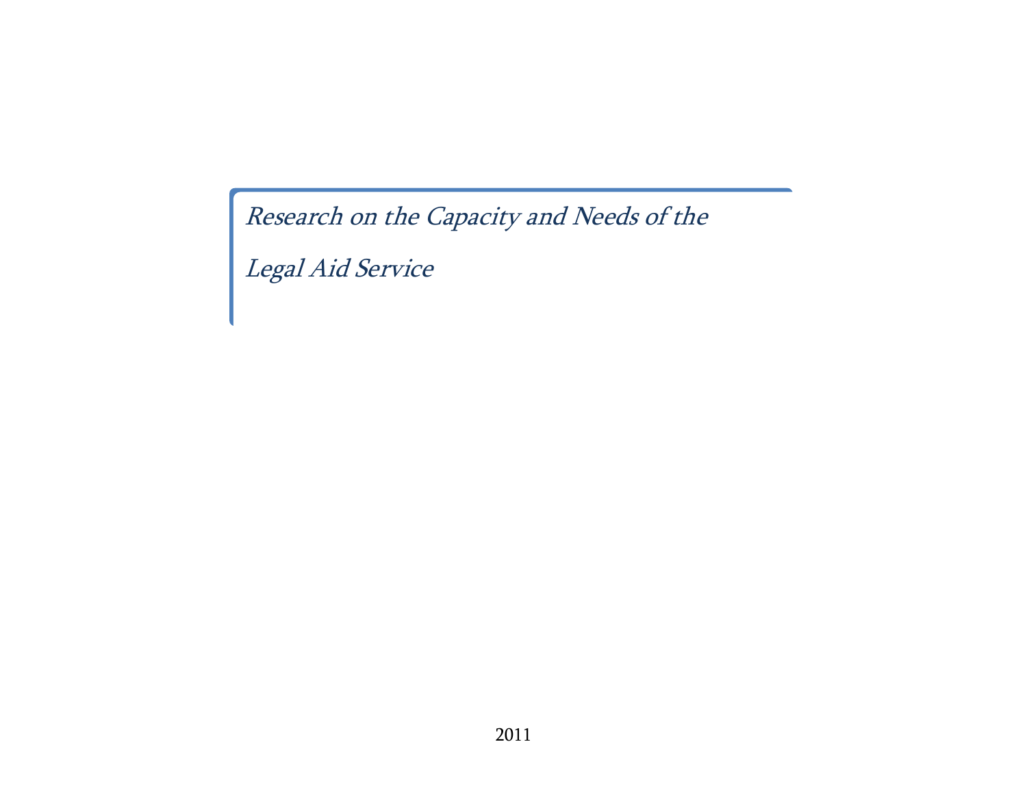# *Research on the Capacity and Needs of the Legal Aid Service*

2011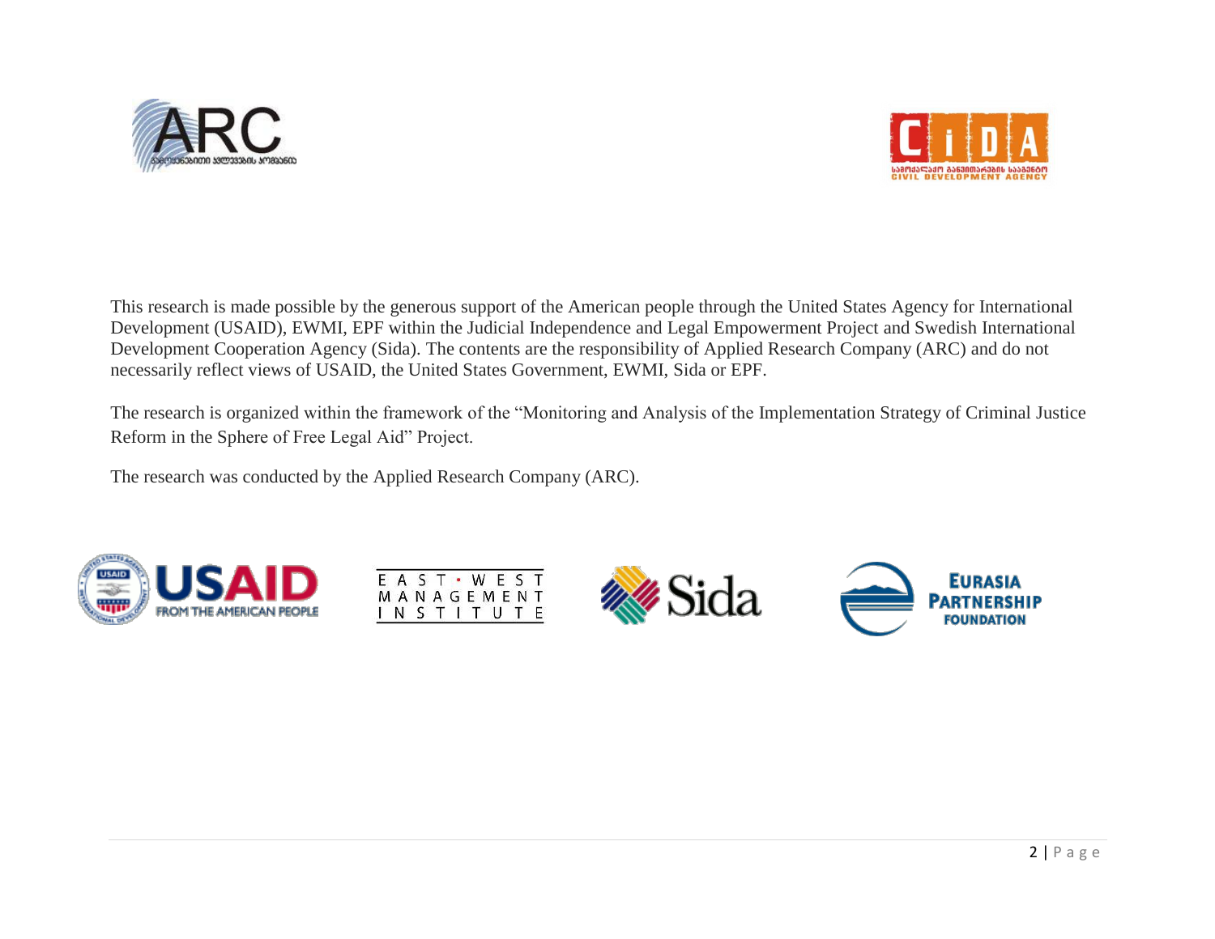This research is made possible by the generous support of the American people through the United States Agency for International Development (USAID), EWMI, EPF within the Judicial Independence and Legal Empowerment Project and Swedish International Development Cooperation Agency (Sida). The contents are the responsibility of Applied Research Company (ARC) and do not necessarily reflect views of USAID, the United States Government, EWMI, Sida or EPF.

The research is organized within the framework of the "Monitoring and Analysis of the Implementation Strategy of Criminal Justice Reform in the Sphere of Free Legal Aid" Project.

The research was conducted by the Applied Research Company (ARC).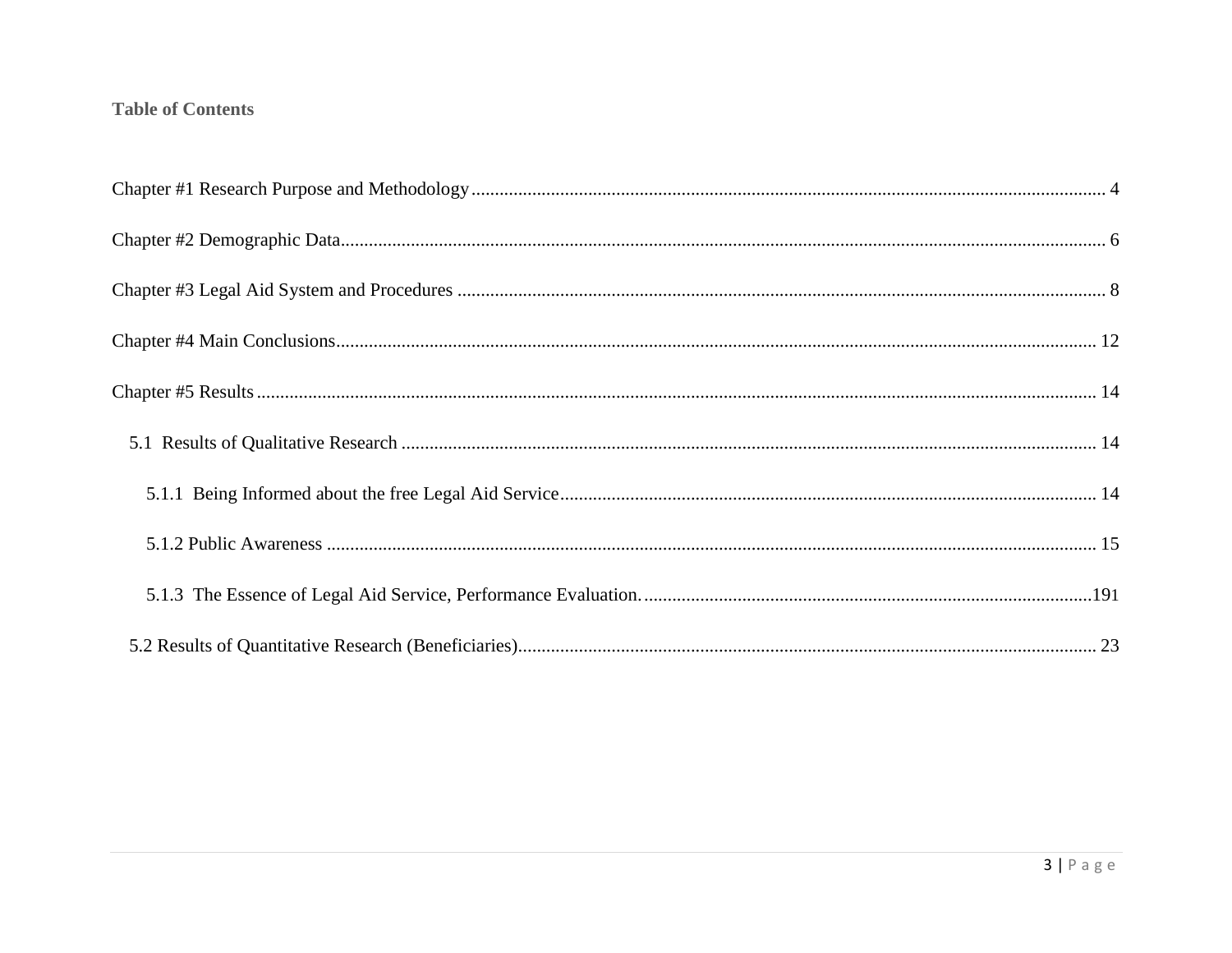# Table of Contents

Chapter #1 Research Purpose and Methodology ........................................ 4

Chapter #2 Demographic Data ........................................ 6

Chapter #3 Legal Aid System and Procedures ........................................ 8

Chapter #4 Main Conclusions ........................................ 12

Chapter #5 Results ........................................ 14

  5.1 Results of Qualitative Research ........................................ 14

    5.1.1 Being Informed about the free Legal Aid Service ........................................ 14

    5.1.2 Public Awareness ........................................ 15

    5.1.3 The Essence of Legal Aid Service, Performance Evaluation. ........................................ 191

  5.2 Results of Quantitative Research (Beneficiaries) ........................................ 23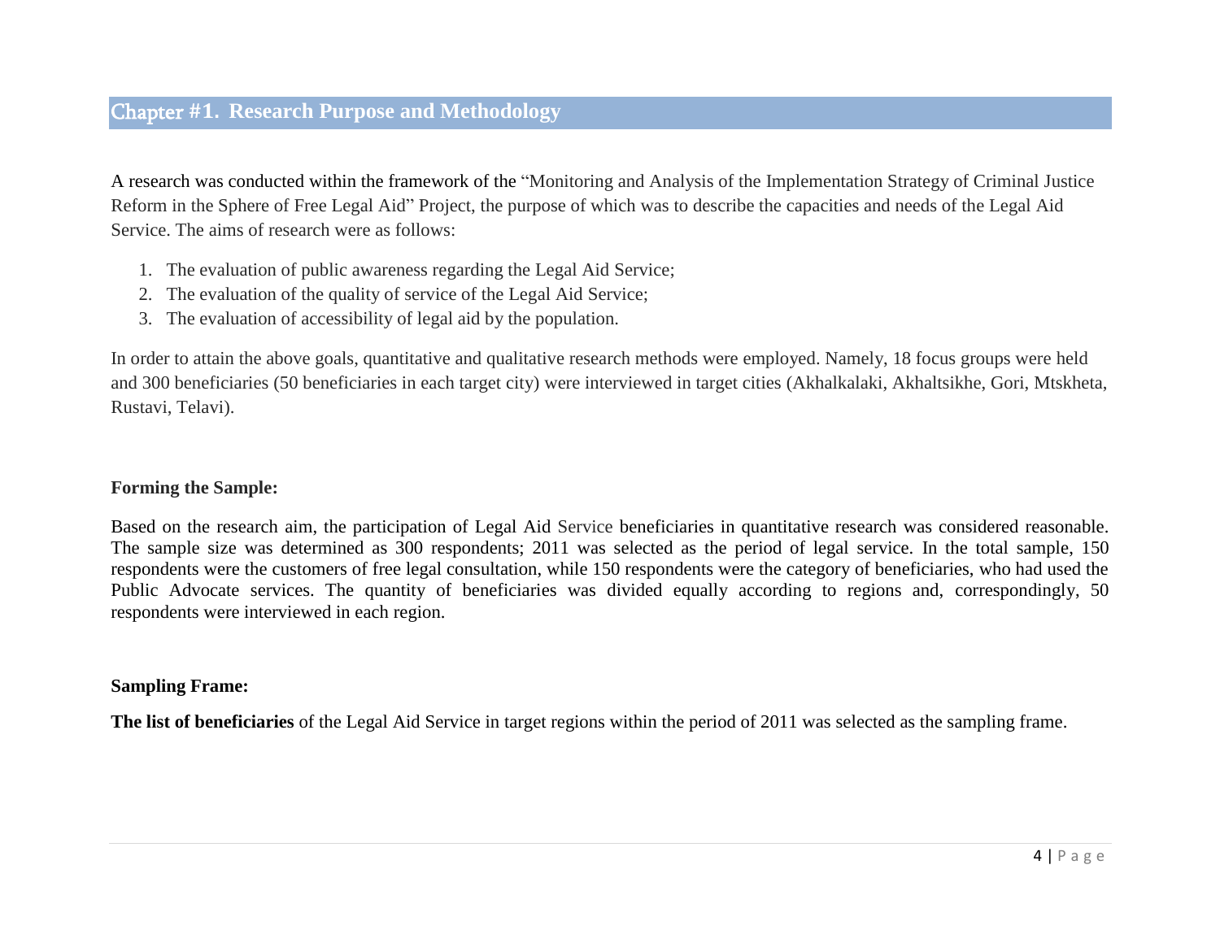# Chapter #1. Research Purpose and Methodology

A research was conducted within the framework of the "Monitoring and Analysis of the Implementation Strategy of Criminal Justice Reform in the Sphere of Free Legal Aid" Project, the purpose of which was to describe the capacities and needs of the Legal Aid Service. The aims of research were as follows:

1. The evaluation of public awareness regarding the Legal Aid Service;
2. The evaluation of the quality of service of the Legal Aid Service;
3. The evaluation of accessibility of legal aid by the population.

In order to attain the above goals, quantitative and qualitative research methods were employed. Namely, 18 focus groups were held and 300 beneficiaries (50 beneficiaries in each target city) were interviewed in target cities (Akhalkalaki, Akhaltsikhe, Gori, Mtskheta, Rustavi, Telavi).

**Forming the Sample:**

Based on the research aim, the participation of Legal Aid Service beneficiaries in quantitative research was considered reasonable. The sample size was determined as 300 respondents; 2011 was selected as the period of legal service. In the total sample, 150 respondents were the customers of free legal consultation, while 150 respondents were the category of beneficiaries, who had used the Public Advocate services. The quantity of beneficiaries was divided equally according to regions and, correspondingly, 50 respondents were interviewed in each region.

**Sampling Frame:**

**The list of beneficiaries** of the Legal Aid Service in target regions within the period of 2011 was selected as the sampling frame.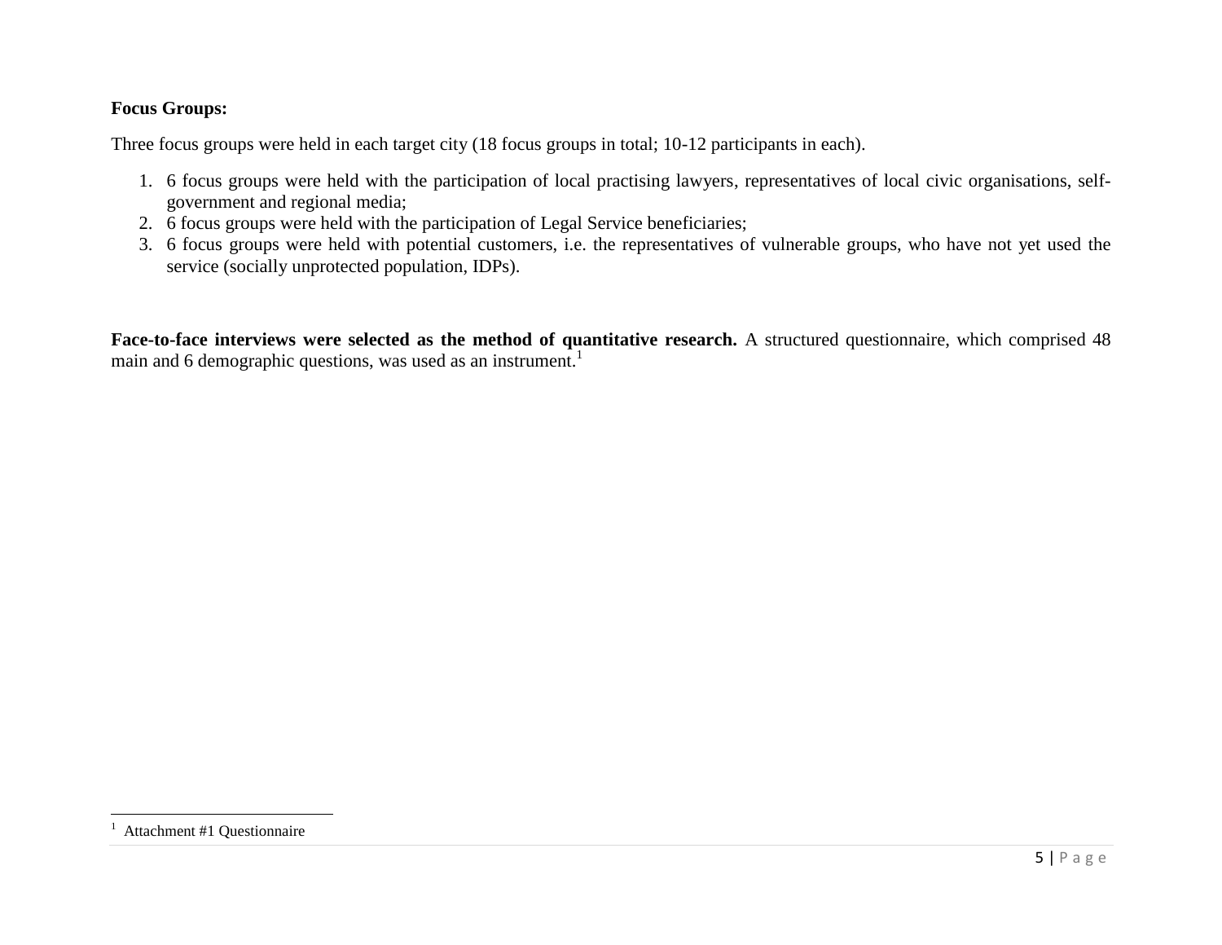**Focus Groups:**

Three focus groups were held in each target city (18 focus groups in total; 10-12 participants in each).

1. 6 focus groups were held with the participation of local practising lawyers, representatives of local civic organisations, self-government and regional media;
2. 6 focus groups were held with the participation of Legal Service beneficiaries;
3. 6 focus groups were held with potential customers, i.e. the representatives of vulnerable groups, who have not yet used the service (socially unprotected population, IDPs).

**Face-to-face interviews were selected as the method of quantitative research.** A structured questionnaire, which comprised 48 main and 6 demographic questions, was used as an instrument.[1]

---

[1] Attachment #1 Questionnaire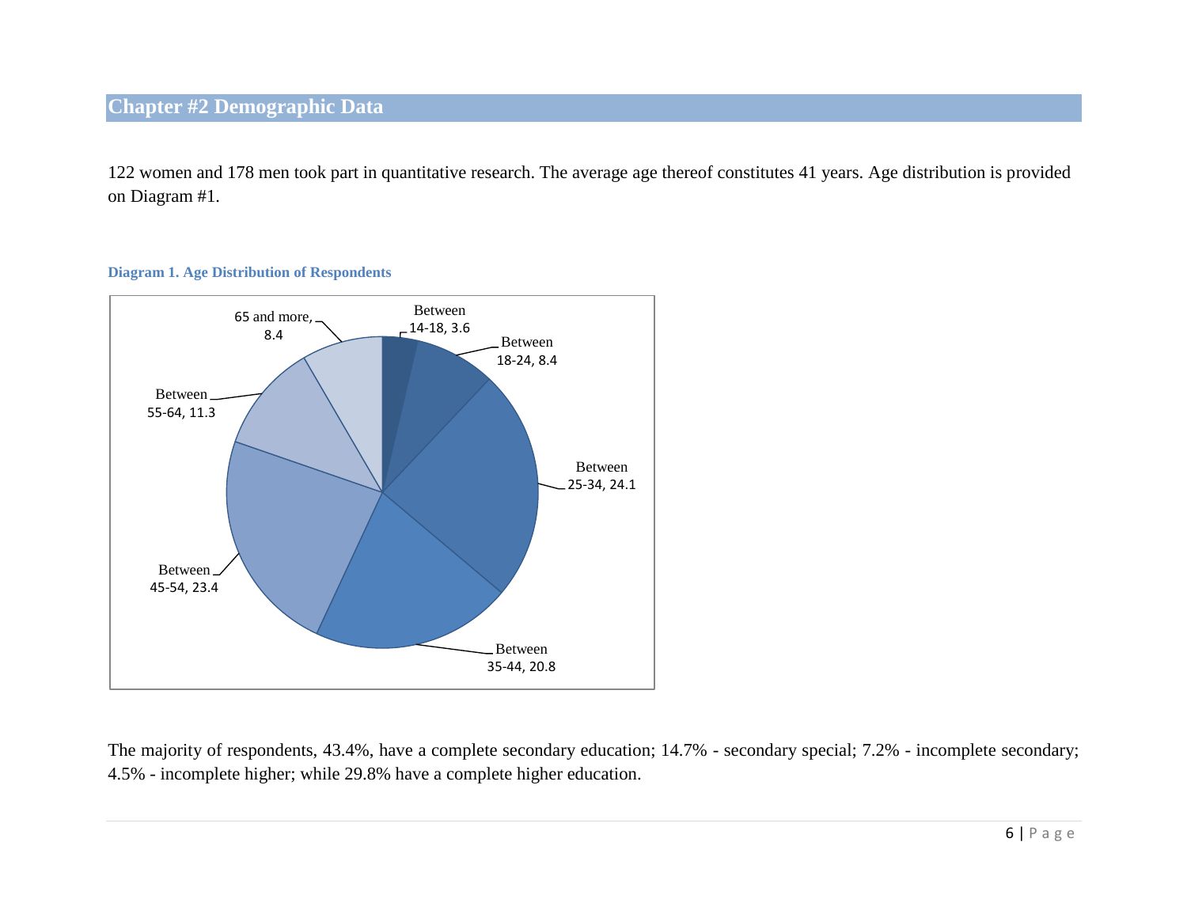## Chapter #2 Demographic Data

122 women and 178 men took part in quantitative research. The average age thereof constitutes 41 years. Age distribution is provided on Diagram #1.

**Diagram 1. Age Distribution of Respondents**

| Age group | % |
|---|---|
| Between 14-18 | 3.6 |
| Between 18-24 | 8.4 |
| Between 25-34 | 24.1 |
| Between 35-44 | 20.8 |
| Between 45-54 | 23.4 |
| Between 55-64 | 11.3 |
| 65 and more | 8.4 |

The majority of respondents, 43.4%, have a complete secondary education; 14.7% - secondary special; 7.2% - incomplete secondary; 4.5% - incomplete higher; while 29.8% have a complete higher education.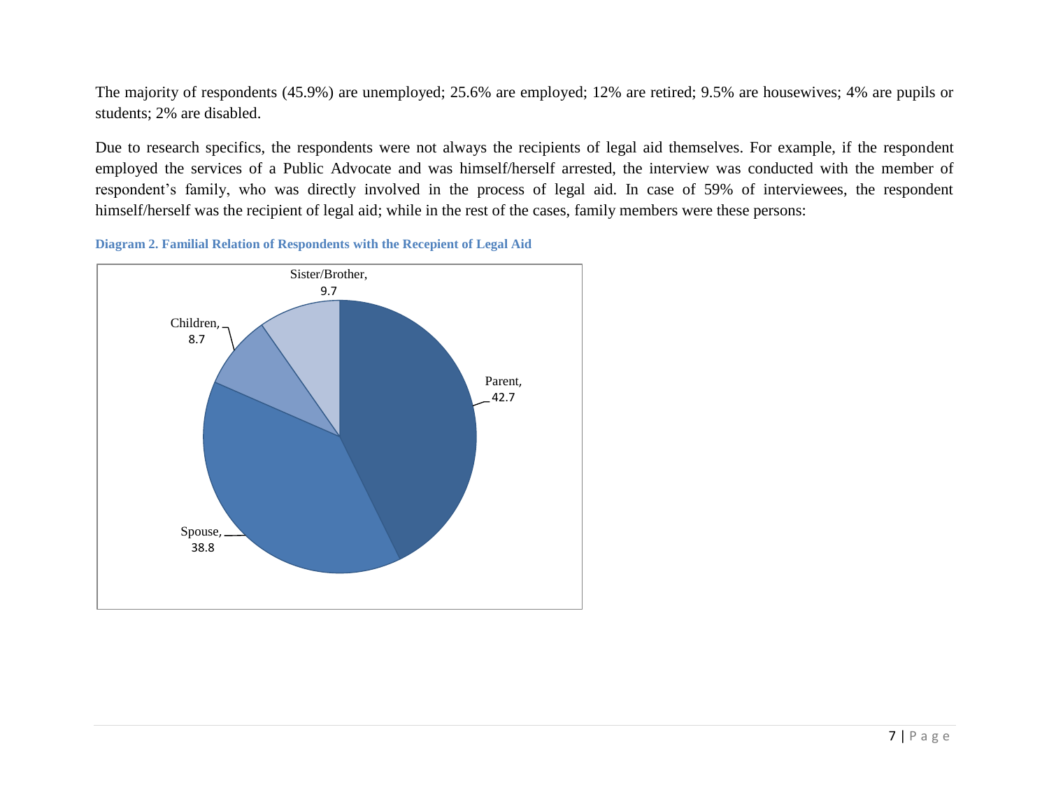The majority of respondents (45.9%) are unemployed; 25.6% are employed; 12% are retired; 9.5% are housewives; 4% are pupils or students; 2% are disabled.

Due to research specifics, the respondents were not always the recipients of legal aid themselves. For example, if the respondent employed the services of a Public Advocate and was himself/herself arrested, the interview was conducted with the member of respondent's family, who was directly involved in the process of legal aid. In case of 59% of interviewees, the respondent himself/herself was the recipient of legal aid; while in the rest of the cases, family members were these persons:

**Diagram 2. Familial Relation of Respondents with the Recepient of Legal Aid**

| Relation | % |
|---|---|
| Parent | 42.7 |
| Spouse | 38.8 |
| Children | 8.7 |
| Sister/Brother | 9.7 |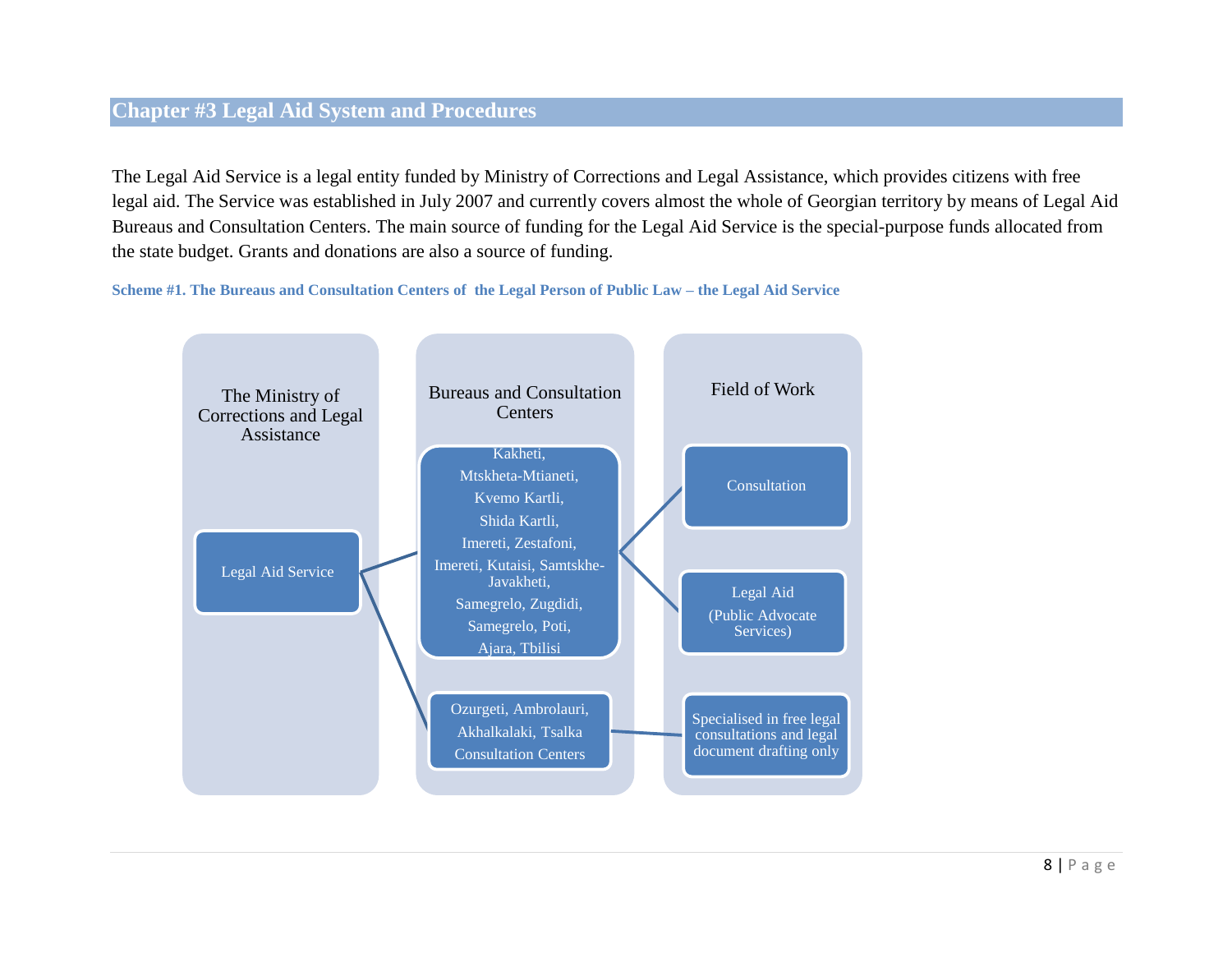## Chapter #3 Legal Aid System and Procedures

The Legal Aid Service is a legal entity funded by Ministry of Corrections and Legal Assistance, which provides citizens with free legal aid. The Service was established in July 2007 and currently covers almost the whole of Georgian territory by means of Legal Aid Bureaus and Consultation Centers. The main source of funding for the Legal Aid Service is the special-purpose funds allocated from the state budget. Grants and donations are also a source of funding.

**Scheme #1. The Bureaus and Consultation Centers of the Legal Person of Public Law – the Legal Aid Service**

| The Ministry of Corrections and Legal Assistance | Bureaus and Consultation Centers | Field of Work |
| --- | --- | --- |
| Legal Aid Service | Kakheti, Mtskheta-Mtianeti, Kvemo Kartli, Shida Kartli, Imereti, Zestafoni, Imereti, Kutaisi, Samtskhe-Javakheti, Samegrelo, Zugdidi, Samegrelo, Poti, Ajara, Tbilisi | Consultation; Legal Aid (Public Advocate Services) |
| | Ozurgeti, Ambrolauri, Akhalkalaki, Tsalka Consultation Centers | Specialised in free legal consultations and legal document drafting only |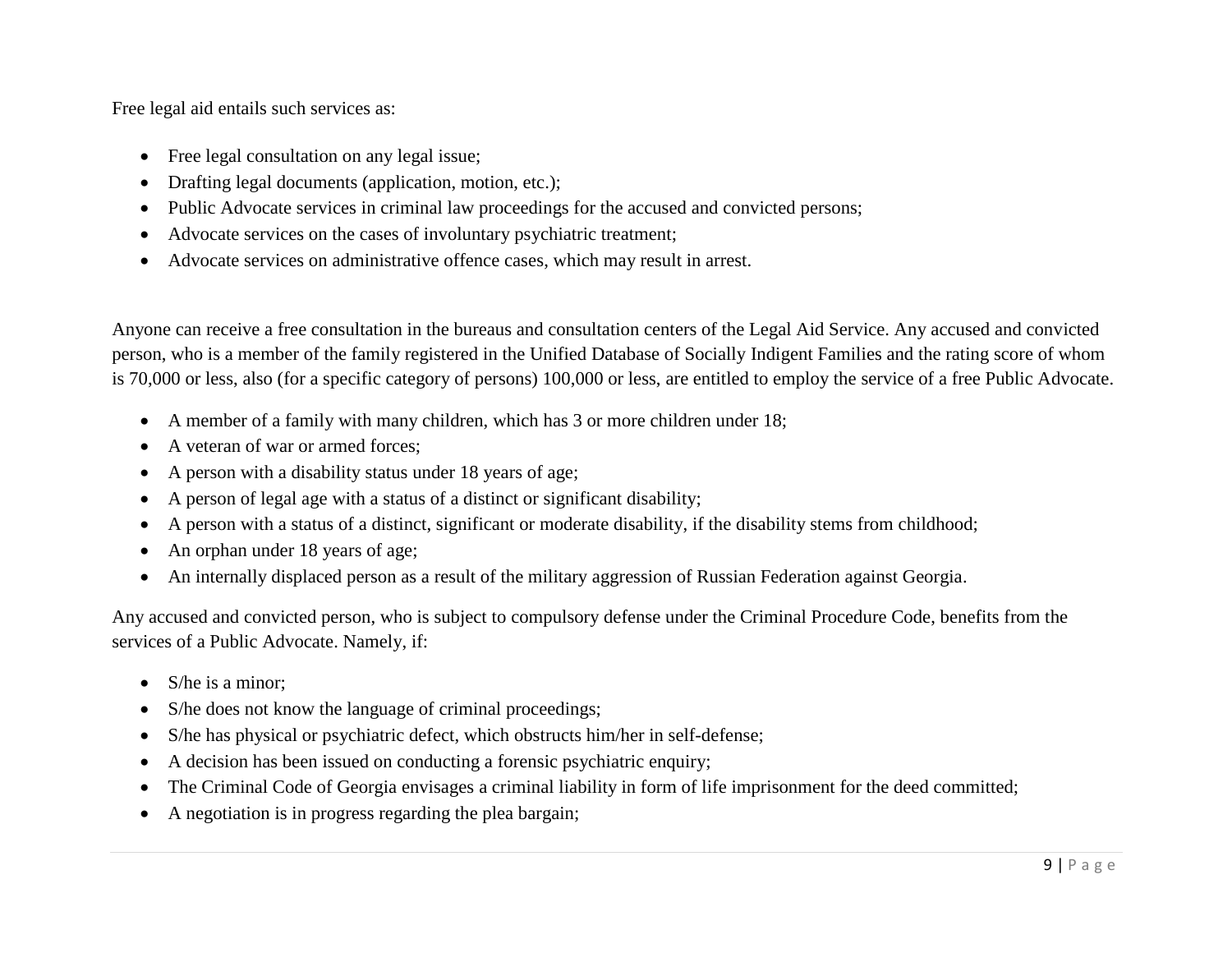Free legal aid entails such services as:

- Free legal consultation on any legal issue;
- Drafting legal documents (application, motion, etc.);
- Public Advocate services in criminal law proceedings for the accused and convicted persons;
- Advocate services on the cases of involuntary psychiatric treatment;
- Advocate services on administrative offence cases, which may result in arrest.

Anyone can receive a free consultation in the bureaus and consultation centers of the Legal Aid Service. Any accused and convicted person, who is a member of the family registered in the Unified Database of Socially Indigent Families and the rating score of whom is 70,000 or less, also (for a specific category of persons) 100,000 or less, are entitled to employ the service of a free Public Advocate.

- A member of a family with many children, which has 3 or more children under 18;
- A veteran of war or armed forces;
- A person with a disability status under 18 years of age;
- A person of legal age with a status of a distinct or significant disability;
- A person with a status of a distinct, significant or moderate disability, if the disability stems from childhood;
- An orphan under 18 years of age;
- An internally displaced person as a result of the military aggression of Russian Federation against Georgia.

Any accused and convicted person, who is subject to compulsory defense under the Criminal Procedure Code, benefits from the services of a Public Advocate. Namely, if:

- S/he is a minor;
- S/he does not know the language of criminal proceedings;
- S/he has physical or psychiatric defect, which obstructs him/her in self-defense;
- A decision has been issued on conducting a forensic psychiatric enquiry;
- The Criminal Code of Georgia envisages a criminal liability in form of life imprisonment for the deed committed;
- A negotiation is in progress regarding the plea bargain;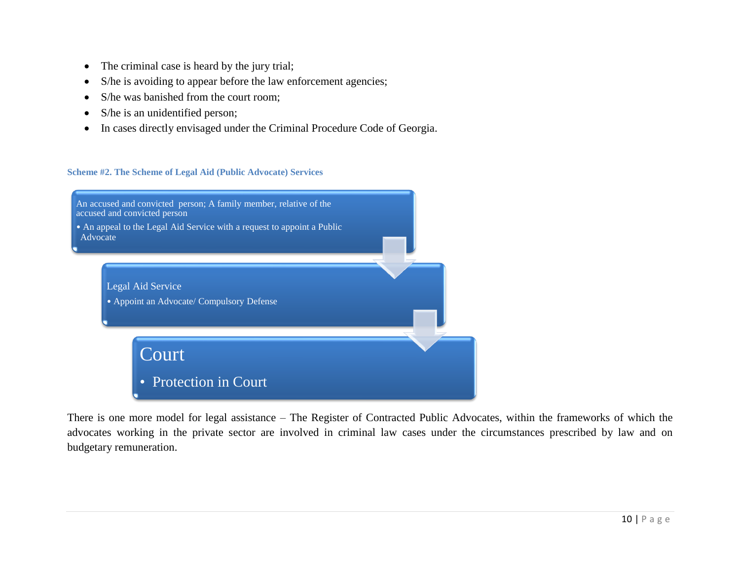- The criminal case is heard by the jury trial;
- S/he is avoiding to appear before the law enforcement agencies;
- S/he was banished from the court room;
- S/he is an unidentified person;
- In cases directly envisaged under the Criminal Procedure Code of Georgia.

#### Scheme #2. The Scheme of Legal Aid (Public Advocate) Services

An accused and convicted person; A family member, relative of the accused and convicted person

- An appeal to the Legal Aid Service with a request to appoint a Public Advocate

Legal Aid Service

- Appoint an Advocate/ Compulsory Defense

Court

- Protection in Court

There is one more model for legal assistance – The Register of Contracted Public Advocates, within the frameworks of which the advocates working in the private sector are involved in criminal law cases under the circumstances prescribed by law and on budgetary remuneration.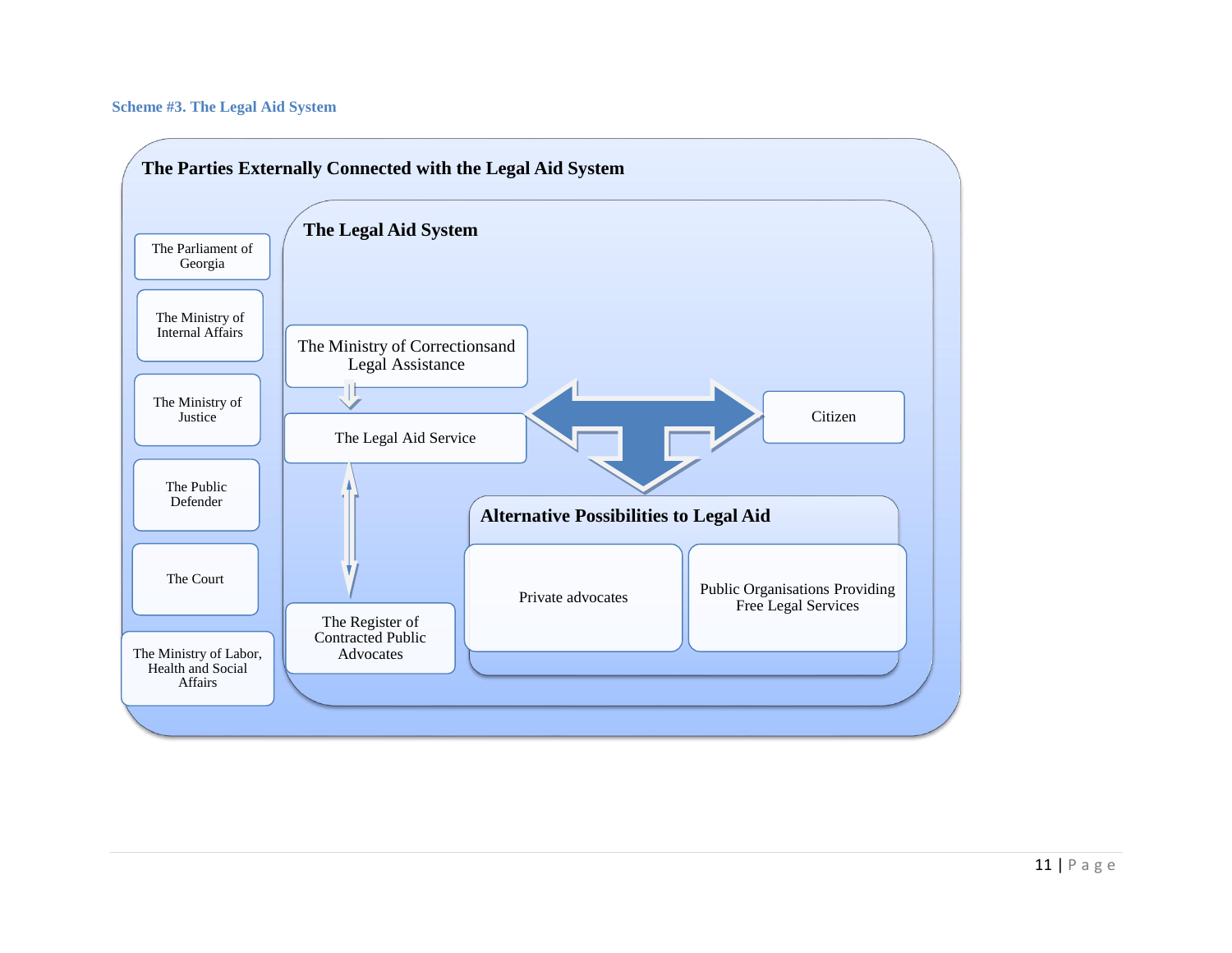**Scheme #3. The Legal Aid System**

**The Parties Externally Connected with the Legal Aid System**

- The Parliament of Georgia
- The Ministry of Internal Affairs
- The Ministry of Justice
- The Public Defender
- The Court
- The Ministry of Labor, Health and Social Affairs

**The Legal Aid System**

- The Ministry of Correctionsand Legal Assistance
- The Legal Aid Service
- The Register of Contracted Public Advocates
- Citizen

**Alternative Possibilities to Legal Aid**

- Private advocates
- Public Organisations Providing Free Legal Services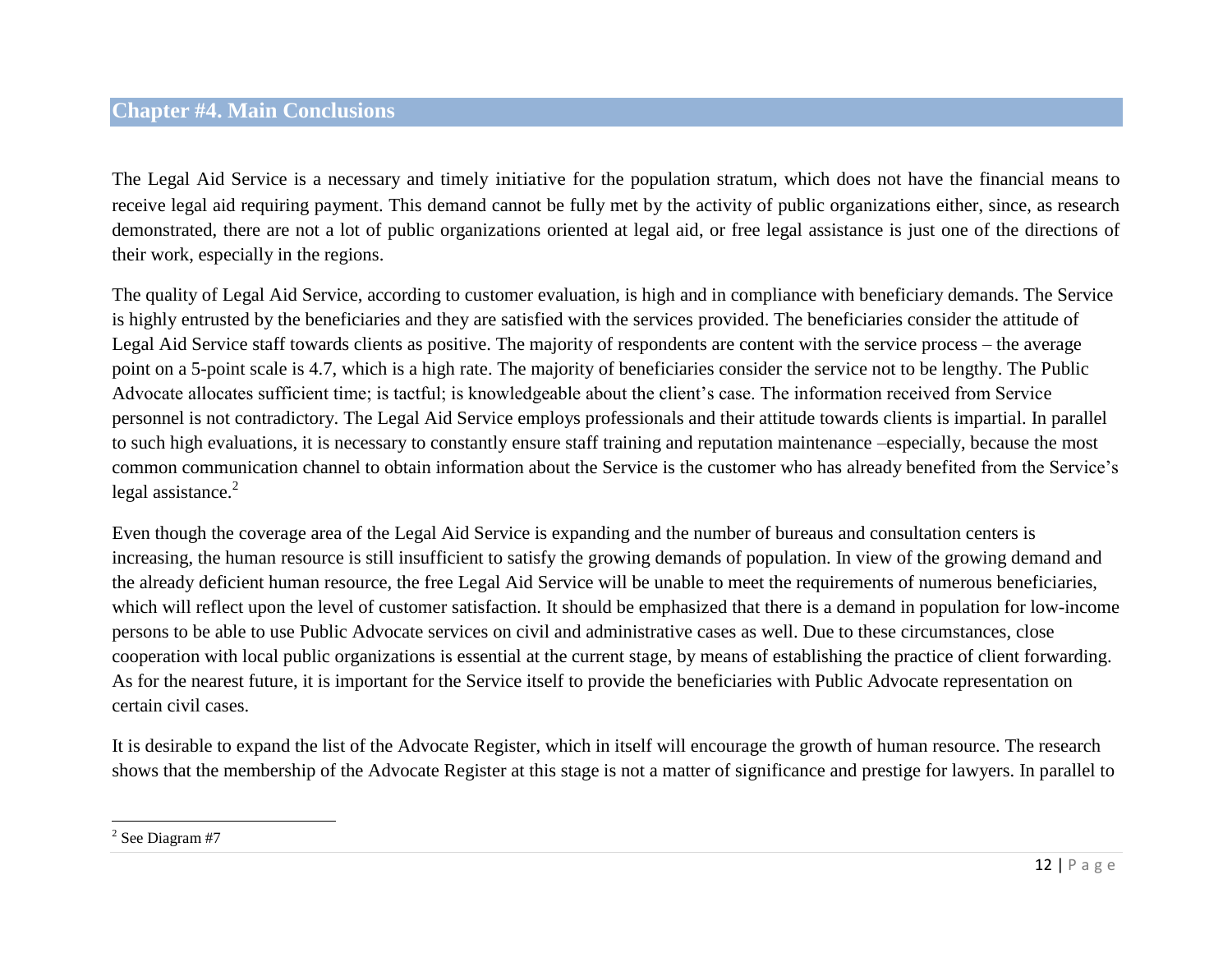## Chapter #4. Main Conclusions

The Legal Aid Service is a necessary and timely initiative for the population stratum, which does not have the financial means to receive legal aid requiring payment. This demand cannot be fully met by the activity of public organizations either, since, as research demonstrated, there are not a lot of public organizations oriented at legal aid, or free legal assistance is just one of the directions of their work, especially in the regions.

The quality of Legal Aid Service, according to customer evaluation, is high and in compliance with beneficiary demands. The Service is highly entrusted by the beneficiaries and they are satisfied with the services provided. The beneficiaries consider the attitude of Legal Aid Service staff towards clients as positive. The majority of respondents are content with the service process – the average point on a 5-point scale is 4.7, which is a high rate. The majority of beneficiaries consider the service not to be lengthy. The Public Advocate allocates sufficient time; is tactful; is knowledgeable about the client's case. The information received from Service personnel is not contradictory. The Legal Aid Service employs professionals and their attitude towards clients is impartial. In parallel to such high evaluations, it is necessary to constantly ensure staff training and reputation maintenance –especially, because the most common communication channel to obtain information about the Service is the customer who has already benefited from the Service's legal assistance.[2]

Even though the coverage area of the Legal Aid Service is expanding and the number of bureaus and consultation centers is increasing, the human resource is still insufficient to satisfy the growing demands of population. In view of the growing demand and the already deficient human resource, the free Legal Aid Service will be unable to meet the requirements of numerous beneficiaries, which will reflect upon the level of customer satisfaction. It should be emphasized that there is a demand in population for low-income persons to be able to use Public Advocate services on civil and administrative cases as well. Due to these circumstances, close cooperation with local public organizations is essential at the current stage, by means of establishing the practice of client forwarding. As for the nearest future, it is important for the Service itself to provide the beneficiaries with Public Advocate representation on certain civil cases.

It is desirable to expand the list of the Advocate Register, which in itself will encourage the growth of human resource. The research shows that the membership of the Advocate Register at this stage is not a matter of significance and prestige for lawyers. In parallel to

[2] See Diagram #7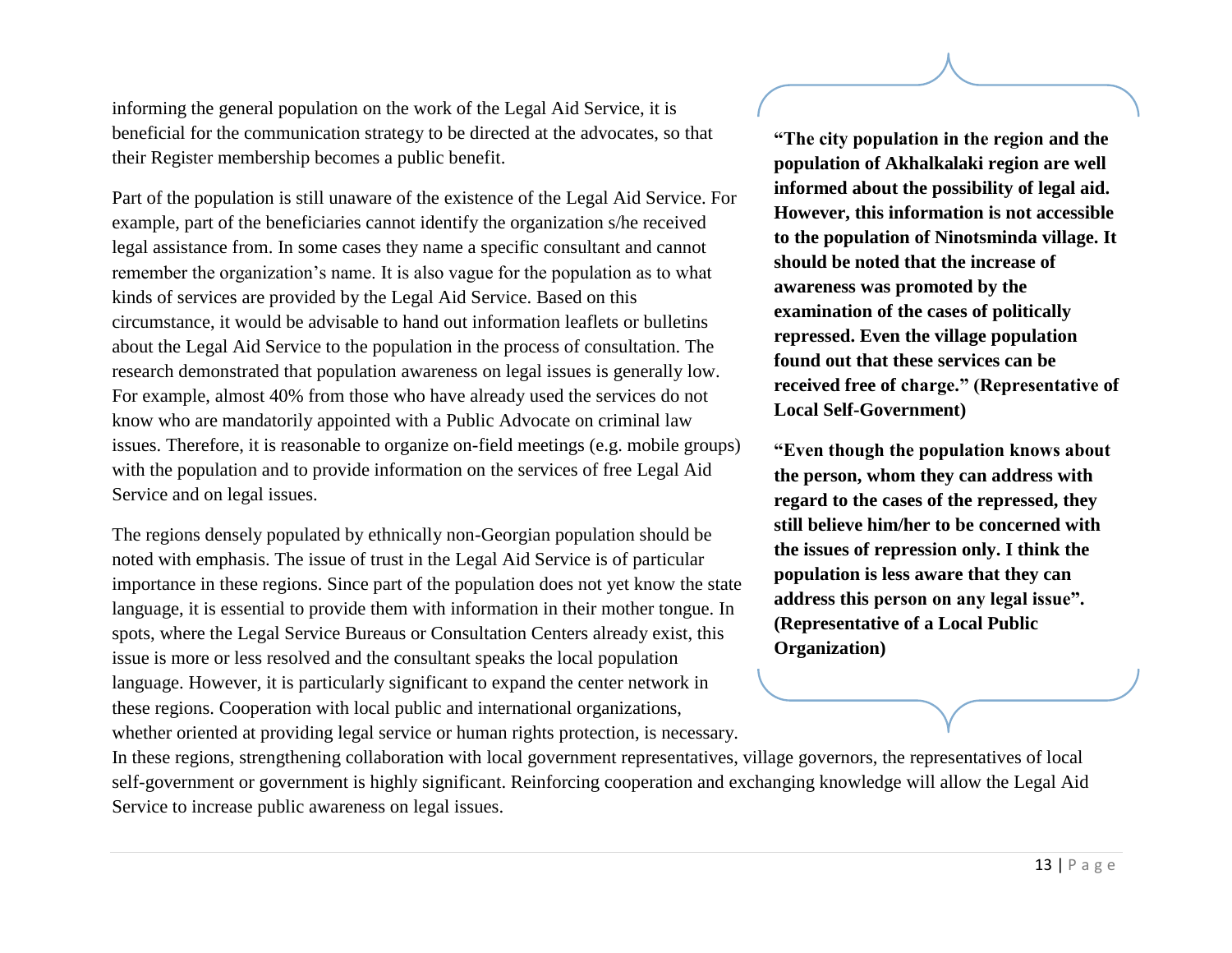informing the general population on the work of the Legal Aid Service, it is beneficial for the communication strategy to be directed at the advocates, so that their Register membership becomes a public benefit.

Part of the population is still unaware of the existence of the Legal Aid Service. For example, part of the beneficiaries cannot identify the organization s/he received legal assistance from. In some cases they name a specific consultant and cannot remember the organization's name. It is also vague for the population as to what kinds of services are provided by the Legal Aid Service. Based on this circumstance, it would be advisable to hand out information leaflets or bulletins about the Legal Aid Service to the population in the process of consultation. The research demonstrated that population awareness on legal issues is generally low. For example, almost 40% from those who have already used the services do not know who are mandatorily appointed with a Public Advocate on criminal law issues. Therefore, it is reasonable to organize on-field meetings (e.g. mobile groups) with the population and to provide information on the services of free Legal Aid Service and on legal issues.

> **"The city population in the region and the population of Akhalkalaki region are well informed about the possibility of legal aid. However, this information is not accessible to the population of Ninotsminda village. It should be noted that the increase of awareness was promoted by the examination of the cases of politically repressed. Even the village population found out that these services can be received free of charge." (Representative of Local Self-Government)**
>
> **"Even though the population knows about the person, whom they can address with regard to the cases of the repressed, they still believe him/her to be concerned with the issues of repression only. I think the population is less aware that they can address this person on any legal issue". (Representative of a Local Public Organization)**

The regions densely populated by ethnically non-Georgian population should be noted with emphasis. The issue of trust in the Legal Aid Service is of particular importance in these regions. Since part of the population does not yet know the state language, it is essential to provide them with information in their mother tongue. In spots, where the Legal Service Bureaus or Consultation Centers already exist, this issue is more or less resolved and the consultant speaks the local population language. However, it is particularly significant to expand the center network in these regions. Cooperation with local public and international organizations, whether oriented at providing legal service or human rights protection, is necessary. In these regions, strengthening collaboration with local government representatives, village governors, the representatives of local self-government or government is highly significant. Reinforcing cooperation and exchanging knowledge will allow the Legal Aid Service to increase public awareness on legal issues.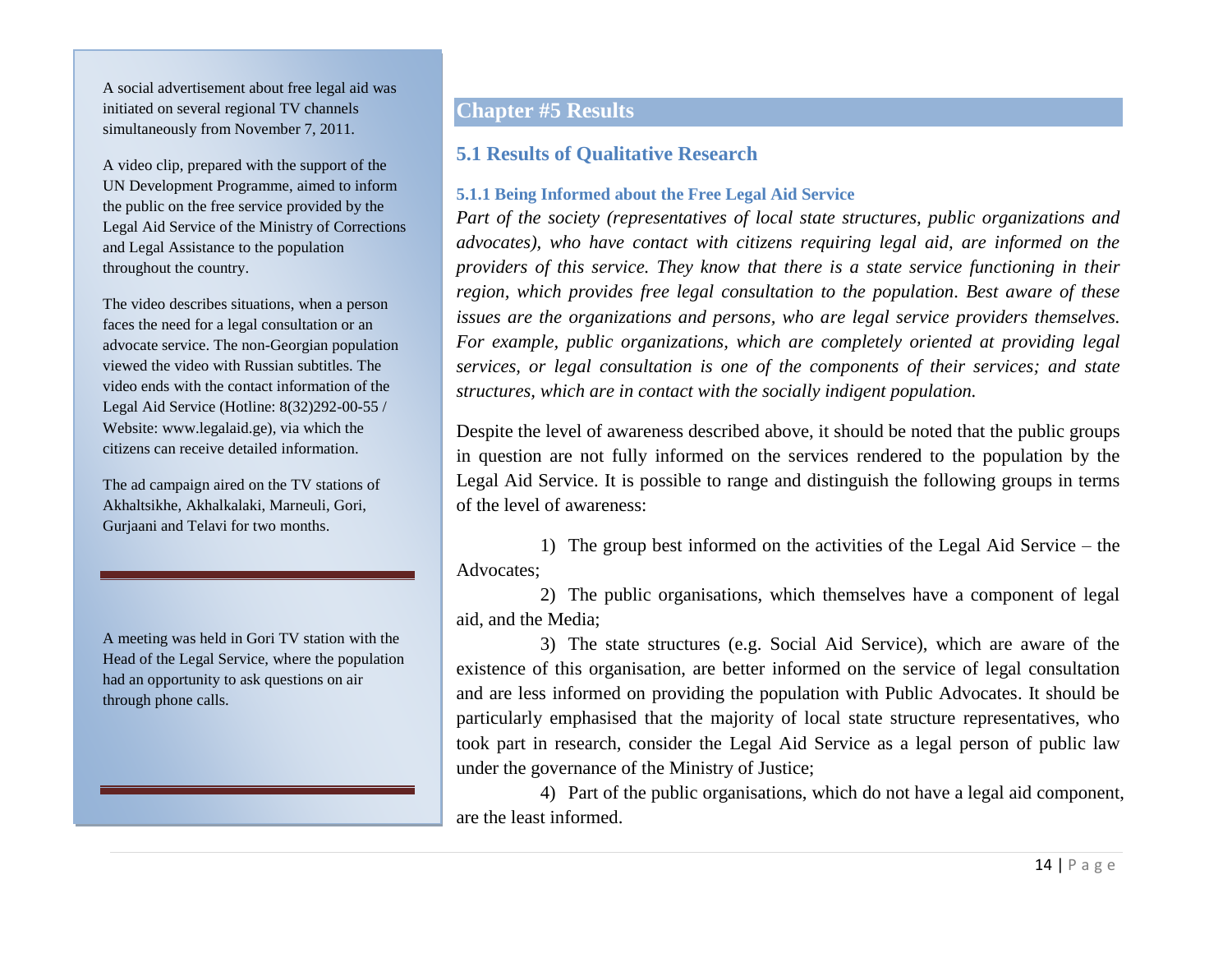A social advertisement about free legal aid was initiated on several regional TV channels simultaneously from November 7, 2011.

A video clip, prepared with the support of the UN Development Programme, aimed to inform the public on the free service provided by the Legal Aid Service of the Ministry of Corrections and Legal Assistance to the population throughout the country.

The video describes situations, when a person faces the need for a legal consultation or an advocate service. The non-Georgian population viewed the video with Russian subtitles. The video ends with the contact information of the Legal Aid Service (Hotline: 8(32)292-00-55 / Website: www.legalaid.ge), via which the citizens can receive detailed information.

The ad campaign aired on the TV stations of Akhaltsikhe, Akhalkalaki, Marneuli, Gori, Gurjaani and Telavi for two months.

A meeting was held in Gori TV station with the Head of the Legal Service, where the population had an opportunity to ask questions on air through phone calls.

# Chapter #5 Results

## 5.1 Results of Qualitative Research

### 5.1.1 Being Informed about the Free Legal Aid Service

*Part of the society (representatives of local state structures, public organizations and advocates), who have contact with citizens requiring legal aid, are informed on the providers of this service. They know that there is a state service functioning in their region, which provides free legal consultation to the population. Best aware of these issues are the organizations and persons, who are legal service providers themselves. For example, public organizations, which are completely oriented at providing legal services, or legal consultation is one of the components of their services; and state structures, which are in contact with the socially indigent population.*

Despite the level of awareness described above, it should be noted that the public groups in question are not fully informed on the services rendered to the population by the Legal Aid Service. It is possible to range and distinguish the following groups in terms of the level of awareness:

1) The group best informed on the activities of the Legal Aid Service – the Advocates;
2) The public organisations, which themselves have a component of legal aid, and the Media;
3) The state structures (e.g. Social Aid Service), which are aware of the existence of this organisation, are better informed on the service of legal consultation and are less informed on providing the population with Public Advocates. It should be particularly emphasised that the majority of local state structure representatives, who took part in research, consider the Legal Aid Service as a legal person of public law under the governance of the Ministry of Justice;
4) Part of the public organisations, which do not have a legal aid component, are the least informed.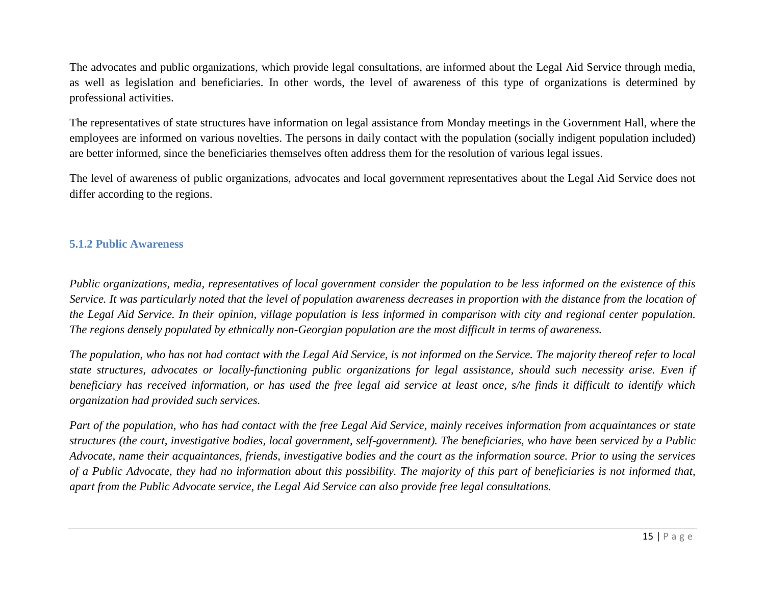The advocates and public organizations, which provide legal consultations, are informed about the Legal Aid Service through media, as well as legislation and beneficiaries. In other words, the level of awareness of this type of organizations is determined by professional activities.

The representatives of state structures have information on legal assistance from Monday meetings in the Government Hall, where the employees are informed on various novelties. The persons in daily contact with the population (socially indigent population included) are better informed, since the beneficiaries themselves often address them for the resolution of various legal issues.

The level of awareness of public organizations, advocates and local government representatives about the Legal Aid Service does not differ according to the regions.

#### 5.1.2 Public Awareness

*Public organizations, media, representatives of local government consider the population to be less informed on the existence of this Service. It was particularly noted that the level of population awareness decreases in proportion with the distance from the location of the Legal Aid Service. In their opinion, village population is less informed in comparison with city and regional center population. The regions densely populated by ethnically non-Georgian population are the most difficult in terms of awareness.*

*The population, who has not had contact with the Legal Aid Service, is not informed on the Service. The majority thereof refer to local state structures, advocates or locally-functioning public organizations for legal assistance, should such necessity arise. Even if beneficiary has received information, or has used the free legal aid service at least once, s/he finds it difficult to identify which organization had provided such services.*

*Part of the population, who has had contact with the free Legal Aid Service, mainly receives information from acquaintances or state structures (the court, investigative bodies, local government, self-government). The beneficiaries, who have been serviced by a Public Advocate, name their acquaintances, friends, investigative bodies and the court as the information source. Prior to using the services of a Public Advocate, they had no information about this possibility. The majority of this part of beneficiaries is not informed that, apart from the Public Advocate service, the Legal Aid Service can also provide free legal consultations.*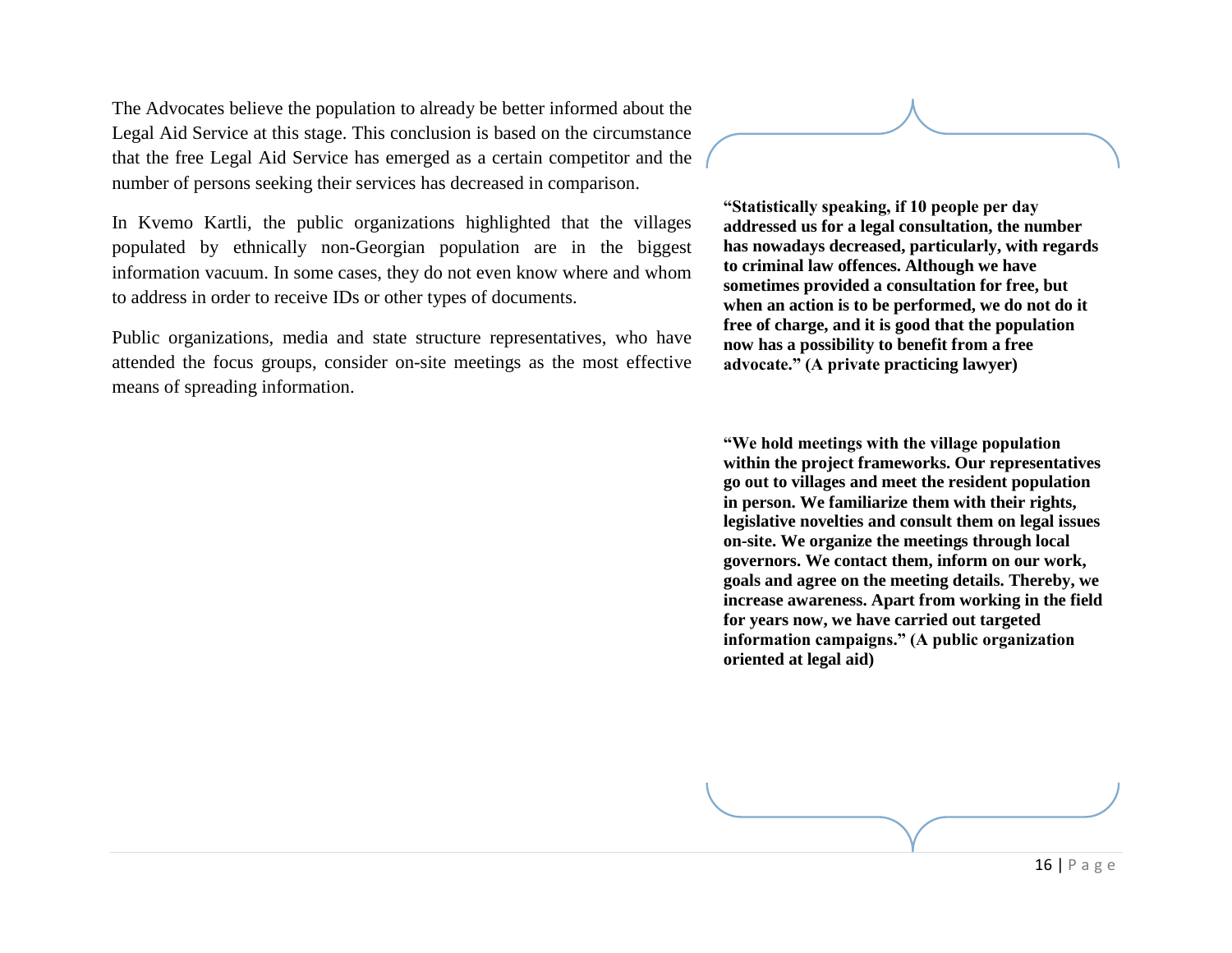The Advocates believe the population to already be better informed about the Legal Aid Service at this stage. This conclusion is based on the circumstance that the free Legal Aid Service has emerged as a certain competitor and the number of persons seeking their services has decreased in comparison.

In Kvemo Kartli, the public organizations highlighted that the villages populated by ethnically non-Georgian population are in the biggest information vacuum. In some cases, they do not even know where and whom to address in order to receive IDs or other types of documents.

Public organizations, media and state structure representatives, who have attended the focus groups, consider on-site meetings as the most effective means of spreading information.

**"Statistically speaking, if 10 people per day addressed us for a legal consultation, the number has nowadays decreased, particularly, with regards to criminal law offences. Although we have sometimes provided a consultation for free, but when an action is to be performed, we do not do it free of charge, and it is good that the population now has a possibility to benefit from a free advocate." (A private practicing lawyer)**

**"We hold meetings with the village population within the project frameworks. Our representatives go out to villages and meet the resident population in person. We familiarize them with their rights, legislative novelties and consult them on legal issues on-site. We organize the meetings through local governors. We contact them, inform on our work, goals and agree on the meeting details. Thereby, we increase awareness. Apart from working in the field for years now, we have carried out targeted information campaigns." (A public organization oriented at legal aid)**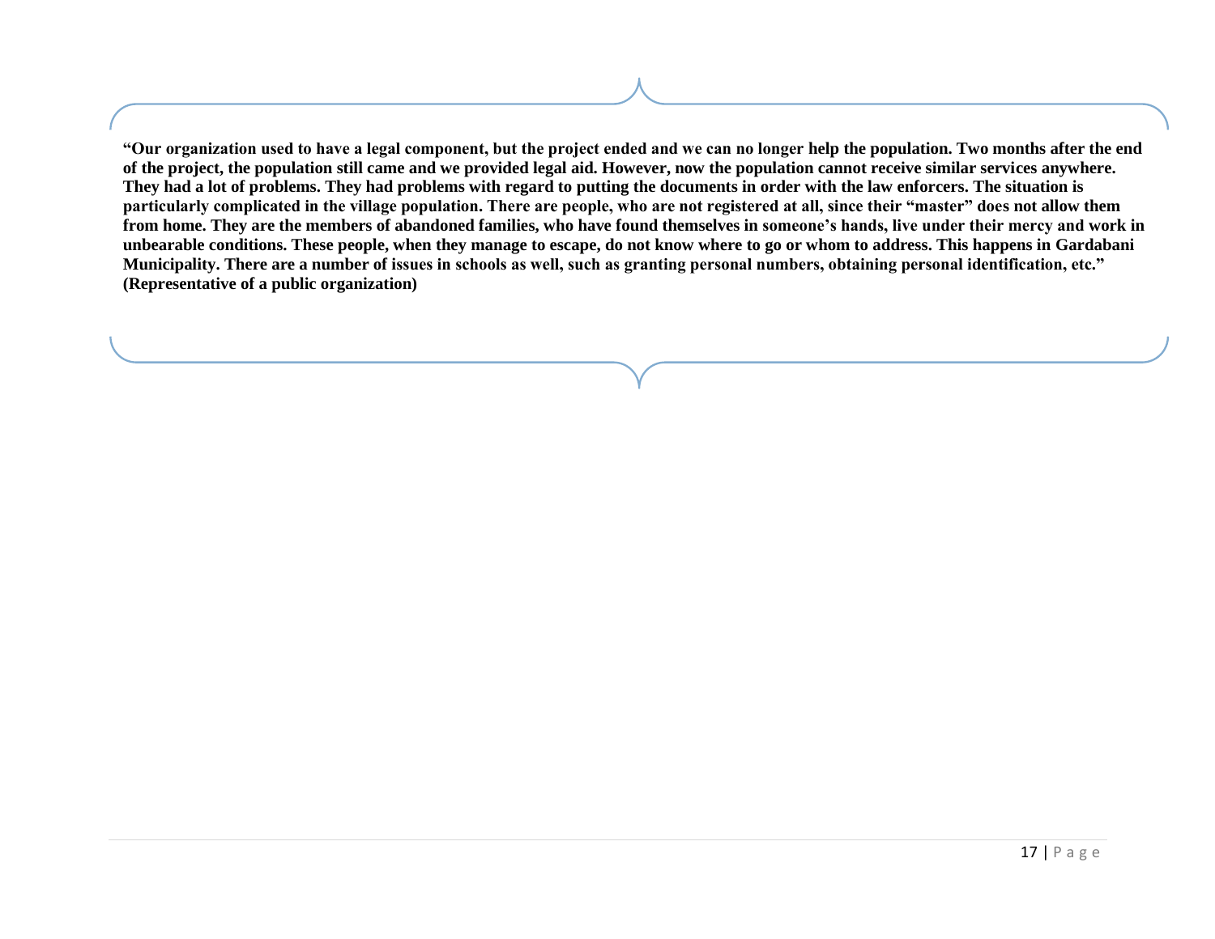**"Our organization used to have a legal component, but the project ended and we can no longer help the population. Two months after the end of the project, the population still came and we provided legal aid. However, now the population cannot receive similar services anywhere. They had a lot of problems. They had problems with regard to putting the documents in order with the law enforcers. The situation is particularly complicated in the village population. There are people, who are not registered at all, since their "master" does not allow them from home. They are the members of abandoned families, who have found themselves in someone's hands, live under their mercy and work in unbearable conditions. These people, when they manage to escape, do not know where to go or whom to address. This happens in Gardabani Municipality. There are a number of issues in schools as well, such as granting personal numbers, obtaining personal identification, etc." (Representative of a public organization)**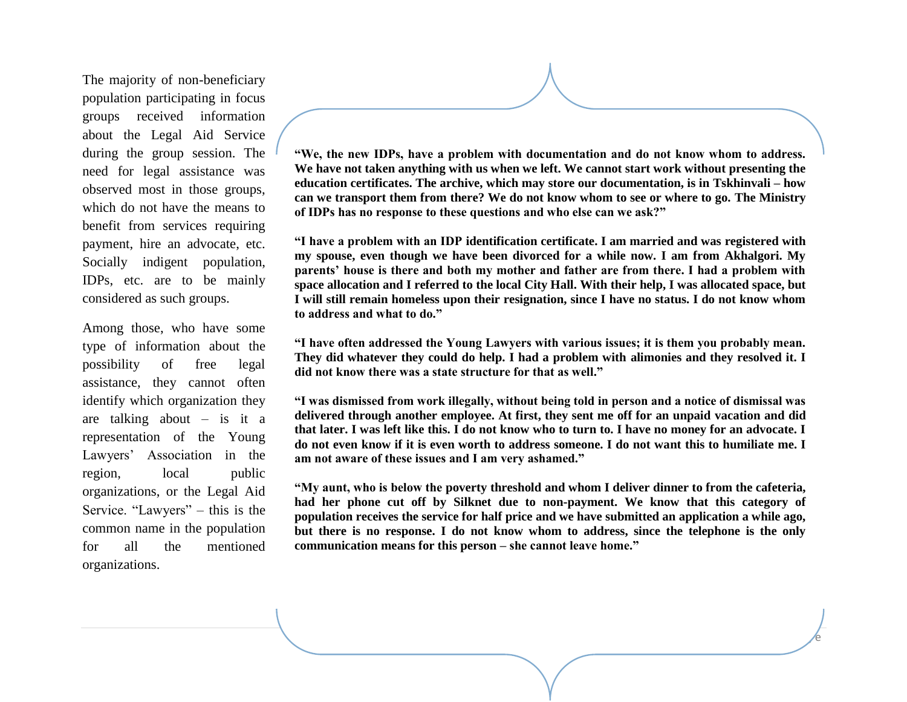The majority of non-beneficiary population participating in focus groups received information about the Legal Aid Service during the group session. The need for legal assistance was observed most in those groups, which do not have the means to benefit from services requiring payment, hire an advocate, etc. Socially indigent population, IDPs, etc. are to be mainly considered as such groups.

Among those, who have some type of information about the possibility of free legal assistance, they cannot often identify which organization they are talking about – is it a representation of the Young Lawyers' Association in the region, local public organizations, or the Legal Aid Service. "Lawyers" – this is the common name in the population for all the mentioned organizations.

**"We, the new IDPs, have a problem with documentation and do not know whom to address. We have not taken anything with us when we left. We cannot start work without presenting the education certificates. The archive, which may store our documentation, is in Tskhinvali – how can we transport them from there? We do not know whom to see or where to go. The Ministry of IDPs has no response to these questions and who else can we ask?"**

**"I have a problem with an IDP identification certificate. I am married and was registered with my spouse, even though we have been divorced for a while now. I am from Akhalgori. My parents' house is there and both my mother and father are from there. I had a problem with space allocation and I referred to the local City Hall. With their help, I was allocated space, but I will still remain homeless upon their resignation, since I have no status. I do not know whom to address and what to do."**

**"I have often addressed the Young Lawyers with various issues; it is them you probably mean. They did whatever they could do help. I had a problem with alimonies and they resolved it. I did not know there was a state structure for that as well."**

**"I was dismissed from work illegally, without being told in person and a notice of dismissal was delivered through another employee. At first, they sent me off for an unpaid vacation and did that later. I was left like this. I do not know who to turn to. I have no money for an advocate. I do not even know if it is even worth to address someone. I do not want this to humiliate me. I am not aware of these issues and I am very ashamed."**

**"My aunt, who is below the poverty threshold and whom I deliver dinner to from the cafeteria, had her phone cut off by Silknet due to non-payment. We know that this category of population receives the service for half price and we have submitted an application a while ago, but there is no response. I do not know whom to address, since the telephone is the only communication means for this person – she cannot leave home."**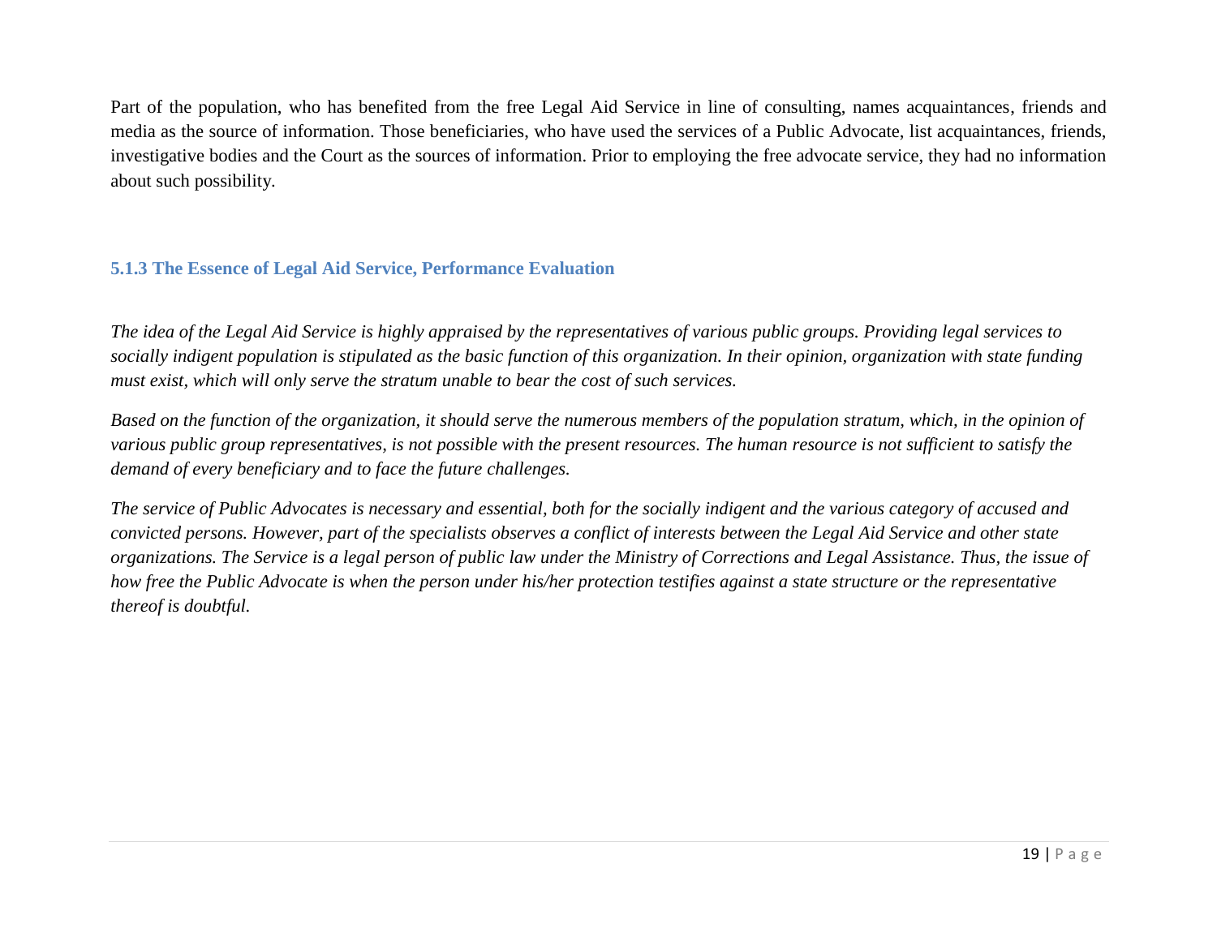Part of the population, who has benefited from the free Legal Aid Service in line of consulting, names acquaintances, friends and media as the source of information. Those beneficiaries, who have used the services of a Public Advocate, list acquaintances, friends, investigative bodies and the Court as the sources of information. Prior to employing the free advocate service, they had no information about such possibility.

### 5.1.3 The Essence of Legal Aid Service, Performance Evaluation

*The idea of the Legal Aid Service is highly appraised by the representatives of various public groups. Providing legal services to socially indigent population is stipulated as the basic function of this organization. In their opinion, organization with state funding must exist, which will only serve the stratum unable to bear the cost of such services.*

*Based on the function of the organization, it should serve the numerous members of the population stratum, which, in the opinion of various public group representatives, is not possible with the present resources. The human resource is not sufficient to satisfy the demand of every beneficiary and to face the future challenges.*

*The service of Public Advocates is necessary and essential, both for the socially indigent and the various category of accused and convicted persons. However, part of the specialists observes a conflict of interests between the Legal Aid Service and other state organizations. The Service is a legal person of public law under the Ministry of Corrections and Legal Assistance. Thus, the issue of how free the Public Advocate is when the person under his/her protection testifies against a state structure or the representative thereof is doubtful.*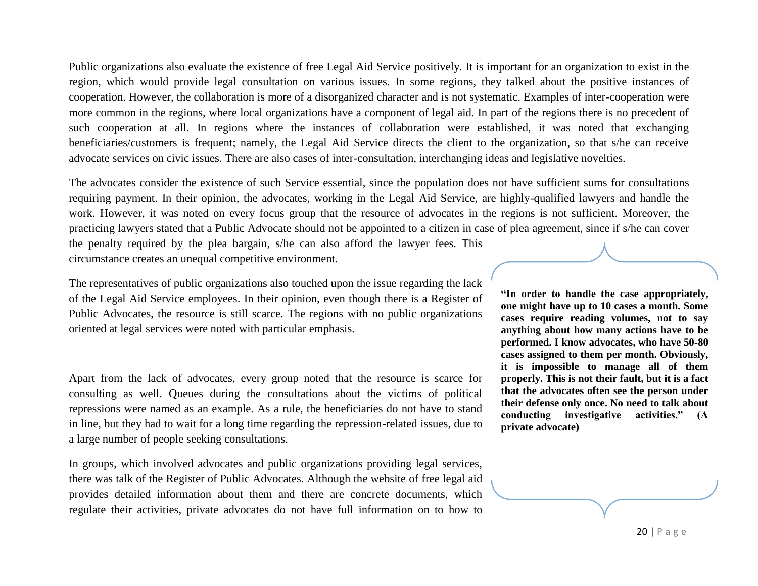Public organizations also evaluate the existence of free Legal Aid Service positively. It is important for an organization to exist in the region, which would provide legal consultation on various issues. In some regions, they talked about the positive instances of cooperation. However, the collaboration is more of a disorganized character and is not systematic. Examples of inter-cooperation were more common in the regions, where local organizations have a component of legal aid. In part of the regions there is no precedent of such cooperation at all. In regions where the instances of collaboration were established, it was noted that exchanging beneficiaries/customers is frequent; namely, the Legal Aid Service directs the client to the organization, so that s/he can receive advocate services on civic issues. There are also cases of inter-consultation, interchanging ideas and legislative novelties.

The advocates consider the existence of such Service essential, since the population does not have sufficient sums for consultations requiring payment. In their opinion, the advocates, working in the Legal Aid Service, are highly-qualified lawyers and handle the work. However, it was noted on every focus group that the resource of advocates in the regions is not sufficient. Moreover, the practicing lawyers stated that a Public Advocate should not be appointed to a citizen in case of plea agreement, since if s/he can cover the penalty required by the plea bargain, s/he can also afford the lawyer fees. This circumstance creates an unequal competitive environment.

The representatives of public organizations also touched upon the issue regarding the lack of the Legal Aid Service employees. In their opinion, even though there is a Register of Public Advocates, the resource is still scarce. The regions with no public organizations oriented at legal services were noted with particular emphasis.

> **"In order to handle the case appropriately, one might have up to 10 cases a month. Some cases require reading volumes, not to say anything about how many actions have to be performed. I know advocates, who have 50-80 cases assigned to them per month. Obviously, it is impossible to manage all of them properly. This is not their fault, but it is a fact that the advocates often see the person under their defense only once. No need to talk about conducting investigative activities." (A private advocate)**

Apart from the lack of advocates, every group noted that the resource is scarce for consulting as well. Queues during the consultations about the victims of political repressions were named as an example. As a rule, the beneficiaries do not have to stand in line, but they had to wait for a long time regarding the repression-related issues, due to a large number of people seeking consultations.

In groups, which involved advocates and public organizations providing legal services, there was talk of the Register of Public Advocates. Although the website of free legal aid provides detailed information about them and there are concrete documents, which regulate their activities, private advocates do not have full information on to how to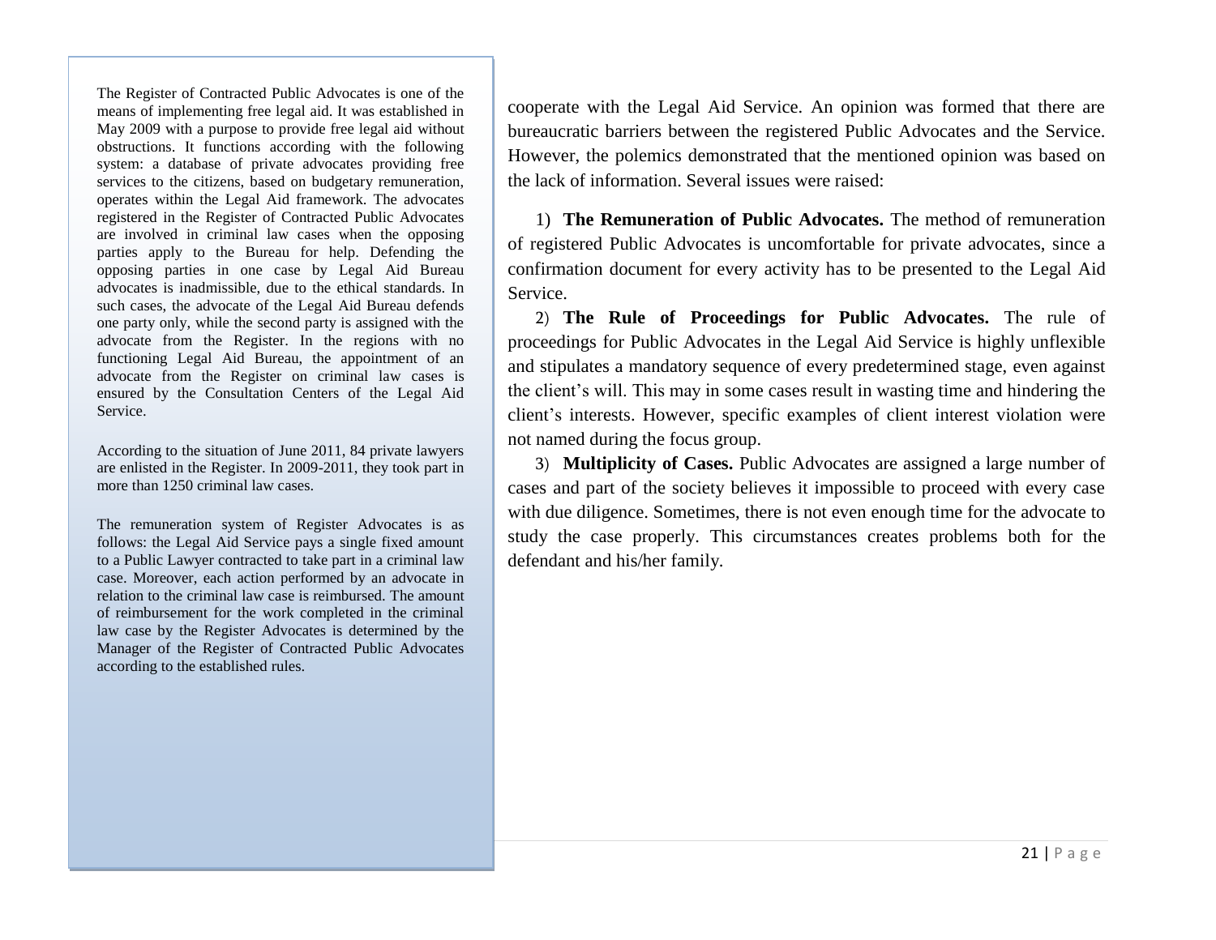The Register of Contracted Public Advocates is one of the means of implementing free legal aid. It was established in May 2009 with a purpose to provide free legal aid without obstructions. It functions according with the following system: a database of private advocates providing free services to the citizens, based on budgetary remuneration, operates within the Legal Aid framework. The advocates registered in the Register of Contracted Public Advocates are involved in criminal law cases when the opposing parties apply to the Bureau for help. Defending the opposing parties in one case by Legal Aid Bureau advocates is inadmissible, due to the ethical standards. In such cases, the advocate of the Legal Aid Bureau defends one party only, while the second party is assigned with the advocate from the Register. In the regions with no functioning Legal Aid Bureau, the appointment of an advocate from the Register on criminal law cases is ensured by the Consultation Centers of the Legal Aid Service.

According to the situation of June 2011, 84 private lawyers are enlisted in the Register. In 2009-2011, they took part in more than 1250 criminal law cases.

The remuneration system of Register Advocates is as follows: the Legal Aid Service pays a single fixed amount to a Public Lawyer contracted to take part in a criminal law case. Moreover, each action performed by an advocate in relation to the criminal law case is reimbursed. The amount of reimbursement for the work completed in the criminal law case by the Register Advocates is determined by the Manager of the Register of Contracted Public Advocates according to the established rules.

cooperate with the Legal Aid Service. An opinion was formed that there are bureaucratic barriers between the registered Public Advocates and the Service. However, the polemics demonstrated that the mentioned opinion was based on the lack of information. Several issues were raised:

1) **The Remuneration of Public Advocates.** The method of remuneration of registered Public Advocates is uncomfortable for private advocates, since a confirmation document for every activity has to be presented to the Legal Aid Service.

2) **The Rule of Proceedings for Public Advocates.** The rule of proceedings for Public Advocates in the Legal Aid Service is highly unflexible and stipulates a mandatory sequence of every predetermined stage, even against the client's will. This may in some cases result in wasting time and hindering the client's interests. However, specific examples of client interest violation were not named during the focus group.

3) **Multiplicity of Cases.** Public Advocates are assigned a large number of cases and part of the society believes it impossible to proceed with every case with due diligence. Sometimes, there is not even enough time for the advocate to study the case properly. This circumstances creates problems both for the defendant and his/her family.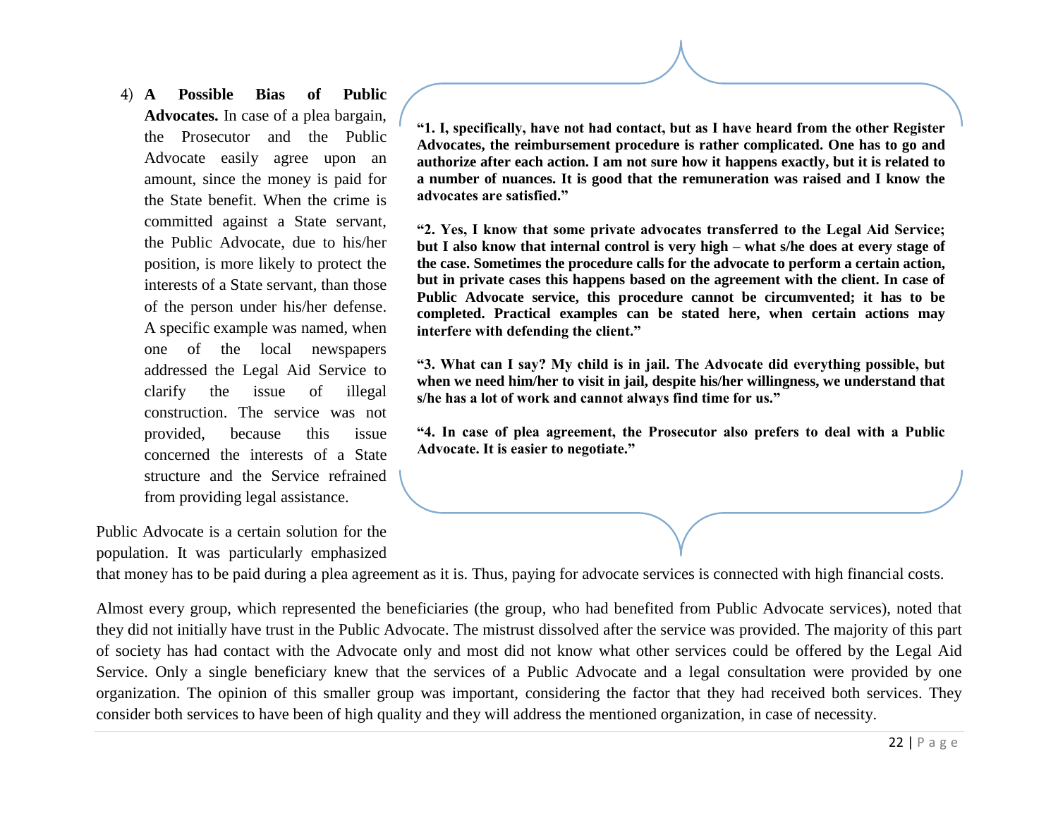4) **A Possible Bias of Public Advocates.** In case of a plea bargain, the Prosecutor and the Public Advocate easily agree upon an amount, since the money is paid for the State benefit. When the crime is committed against a State servant, the Public Advocate, due to his/her position, is more likely to protect the interests of a State servant, than those of the person under his/her defense. A specific example was named, when one of the local newspapers addressed the Legal Aid Service to clarify the issue of illegal construction. The service was not provided, because this issue concerned the interests of a State structure and the Service refrained from providing legal assistance.

**"1. I, specifically, have not had contact, but as I have heard from the other Register Advocates, the reimbursement procedure is rather complicated. One has to go and authorize after each action. I am not sure how it happens exactly, but it is related to a number of nuances. It is good that the remuneration was raised and I know the advocates are satisfied."**

**"2. Yes, I know that some private advocates transferred to the Legal Aid Service; but I also know that internal control is very high – what s/he does at every stage of the case. Sometimes the procedure calls for the advocate to perform a certain action, but in private cases this happens based on the agreement with the client. In case of Public Advocate service, this procedure cannot be circumvented; it has to be completed. Practical examples can be stated here, when certain actions may interfere with defending the client."**

**"3. What can I say? My child is in jail. The Advocate did everything possible, but when we need him/her to visit in jail, despite his/her willingness, we understand that s/he has a lot of work and cannot always find time for us."**

**"4. In case of plea agreement, the Prosecutor also prefers to deal with a Public Advocate. It is easier to negotiate."**

Public Advocate is a certain solution for the population. It was particularly emphasized that money has to be paid during a plea agreement as it is. Thus, paying for advocate services is connected with high financial costs.

Almost every group, which represented the beneficiaries (the group, who had benefited from Public Advocate services), noted that they did not initially have trust in the Public Advocate. The mistrust dissolved after the service was provided. The majority of this part of society has had contact with the Advocate only and most did not know what other services could be offered by the Legal Aid Service. Only a single beneficiary knew that the services of a Public Advocate and a legal consultation were provided by one organization. The opinion of this smaller group was important, considering the factor that they had received both services. They consider both services to have been of high quality and they will address the mentioned organization, in case of necessity.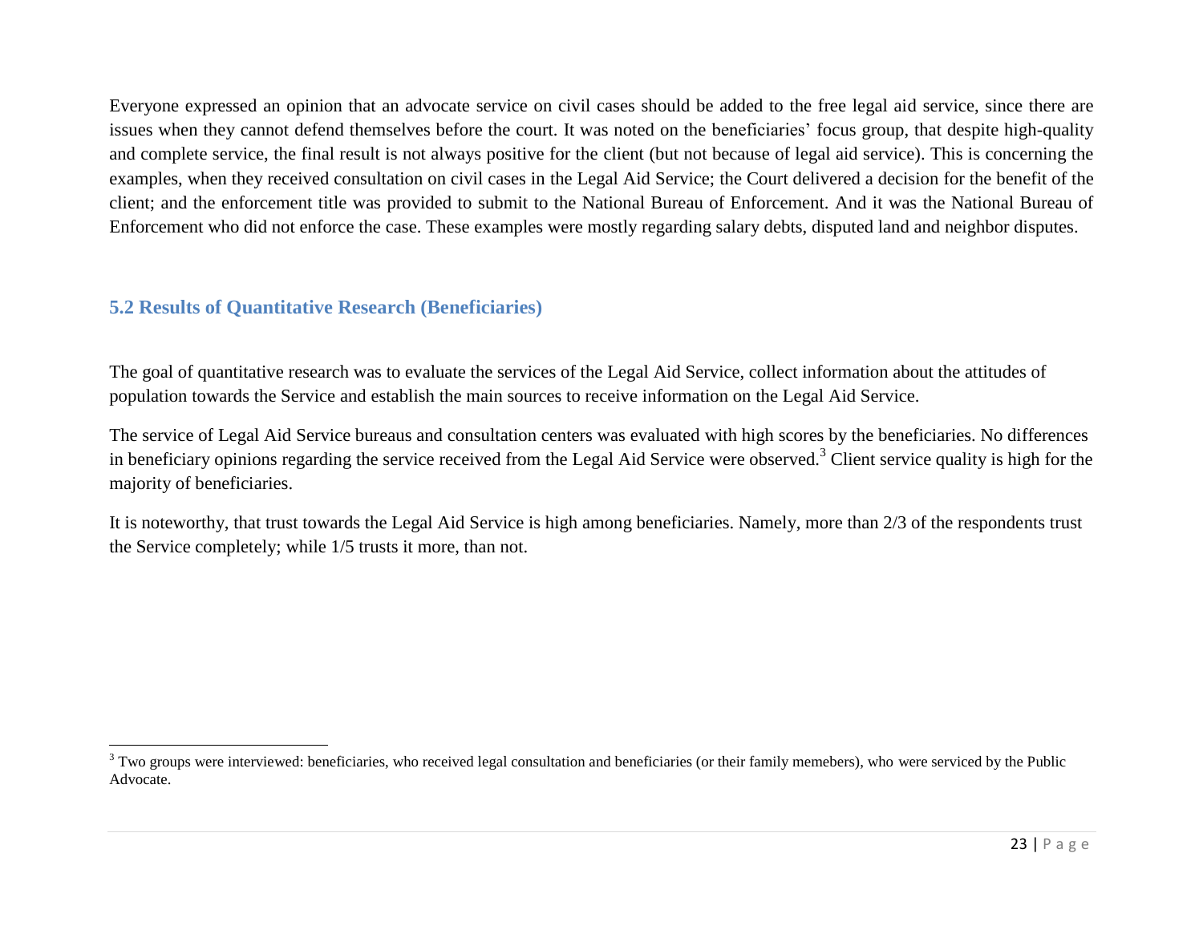Everyone expressed an opinion that an advocate service on civil cases should be added to the free legal aid service, since there are issues when they cannot defend themselves before the court. It was noted on the beneficiaries' focus group, that despite high-quality and complete service, the final result is not always positive for the client (but not because of legal aid service). This is concerning the examples, when they received consultation on civil cases in the Legal Aid Service; the Court delivered a decision for the benefit of the client; and the enforcement title was provided to submit to the National Bureau of Enforcement. And it was the National Bureau of Enforcement who did not enforce the case. These examples were mostly regarding salary debts, disputed land and neighbor disputes.

## 5.2 Results of Quantitative Research (Beneficiaries)

The goal of quantitative research was to evaluate the services of the Legal Aid Service, collect information about the attitudes of population towards the Service and establish the main sources to receive information on the Legal Aid Service.

The service of Legal Aid Service bureaus and consultation centers was evaluated with high scores by the beneficiaries. No differences in beneficiary opinions regarding the service received from the Legal Aid Service were observed.[3] Client service quality is high for the majority of beneficiaries.

It is noteworthy, that trust towards the Legal Aid Service is high among beneficiaries. Namely, more than 2/3 of the respondents trust the Service completely; while 1/5 trusts it more, than not.

[3] Two groups were interviewed: beneficiaries, who received legal consultation and beneficiaries (or their family memebers), who were serviced by the Public Advocate.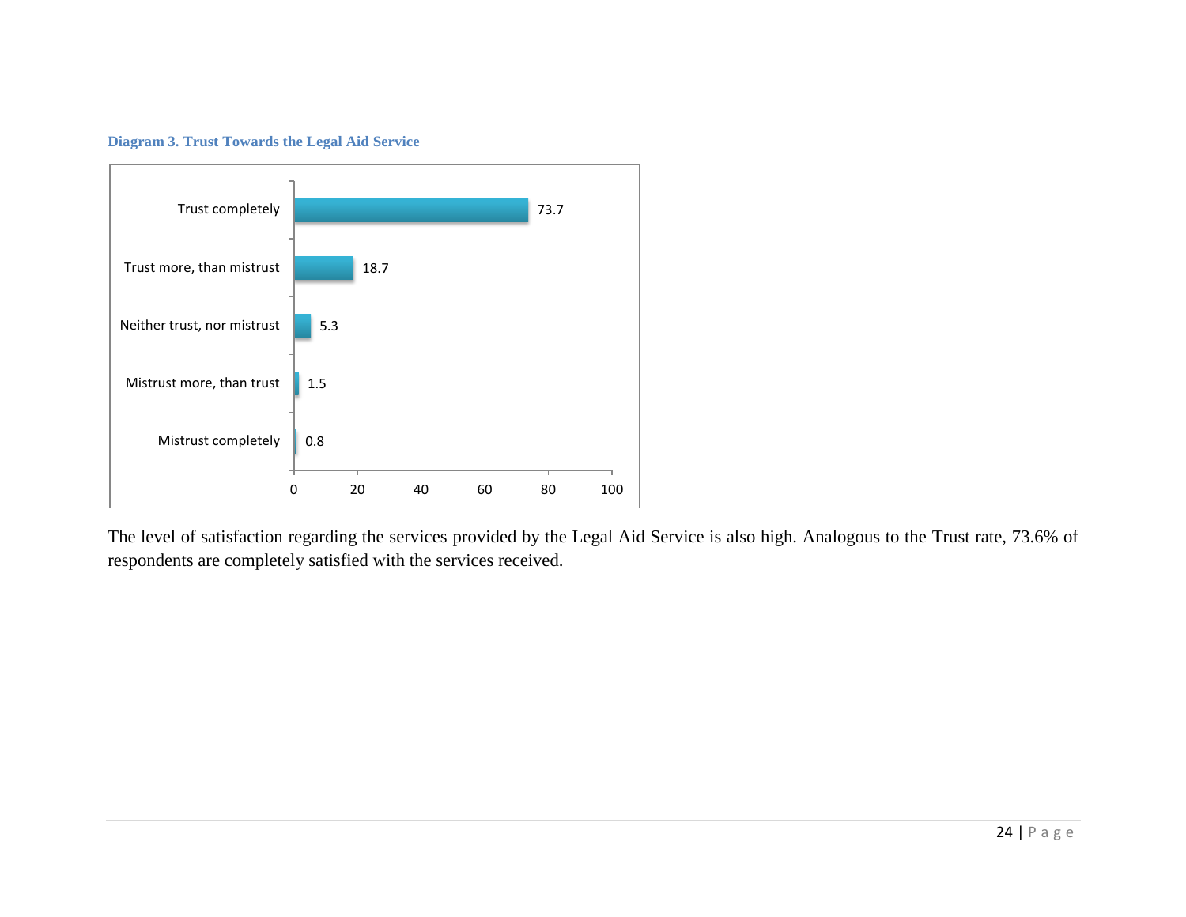**Diagram 3. Trust Towards the Legal Aid Service**

| Response | % |
|---|---|
| Trust completely | 73.7 |
| Trust more, than mistrust | 18.7 |
| Neither trust, nor mistrust | 5.3 |
| Mistrust more, than trust | 1.5 |
| Mistrust completely | 0.8 |

The level of satisfaction regarding the services provided by the Legal Aid Service is also high. Analogous to the Trust rate, 73.6% of respondents are completely satisfied with the services received.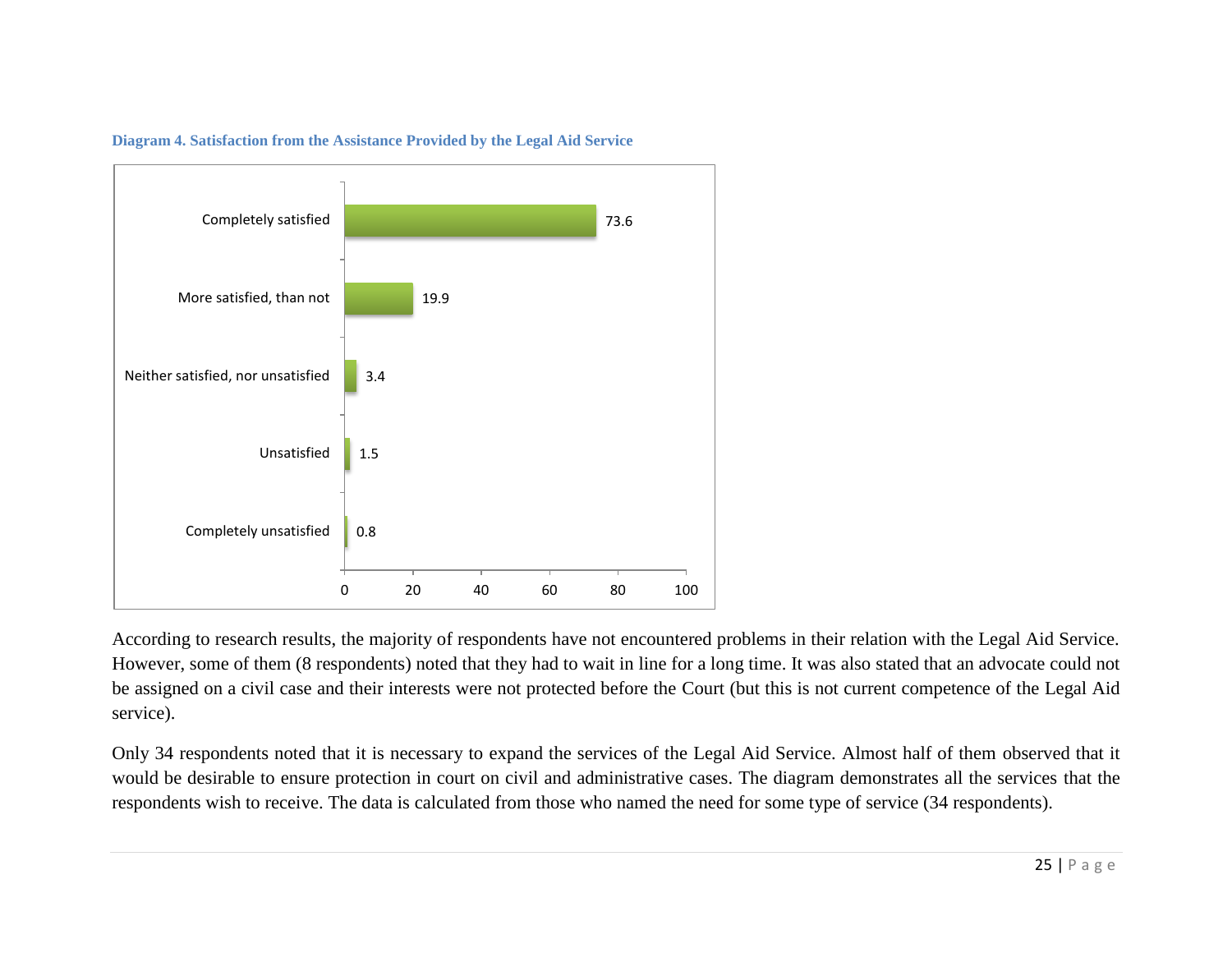**Diagram 4. Satisfaction from the Assistance Provided by the Legal Aid Service**

| Response | % |
|---|---|
| Completely satisfied | 73.6 |
| More satisfied, than not | 19.9 |
| Neither satisfied, nor unsatisfied | 3.4 |
| Unsatisfied | 1.5 |
| Completely unsatisfied | 0.8 |

According to research results, the majority of respondents have not encountered problems in their relation with the Legal Aid Service. However, some of them (8 respondents) noted that they had to wait in line for a long time. It was also stated that an advocate could not be assigned on a civil case and their interests were not protected before the Court (but this is not current competence of the Legal Aid service).

Only 34 respondents noted that it is necessary to expand the services of the Legal Aid Service. Almost half of them observed that it would be desirable to ensure protection in court on civil and administrative cases. The diagram demonstrates all the services that the respondents wish to receive. The data is calculated from those who named the need for some type of service (34 respondents).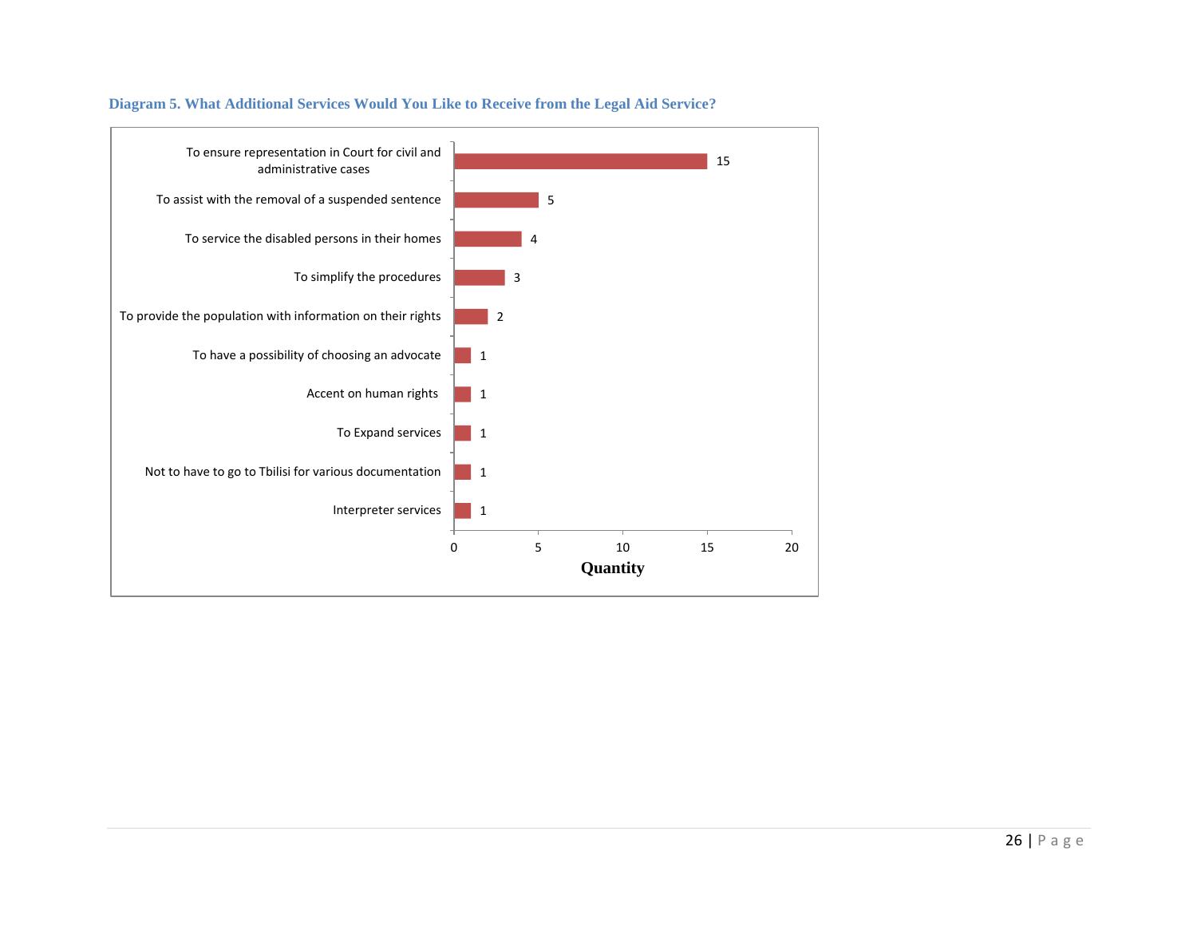**Diagram 5. What Additional Services Would You Like to Receive from the Legal Aid Service?**

| Service | Quantity |
|---|---|
| To ensure representation in Court for civil and administrative cases | 15 |
| To assist with the removal of a suspended sentence | 5 |
| To service the disabled persons in their homes | 4 |
| To simplify the procedures | 3 |
| To provide the population with information on their rights | 2 |
| To have a possibility of choosing an advocate | 1 |
| Accent on human rights | 1 |
| To Expand services | 1 |
| Not to have to go to Tbilisi for various documentation | 1 |
| Interpreter services | 1 |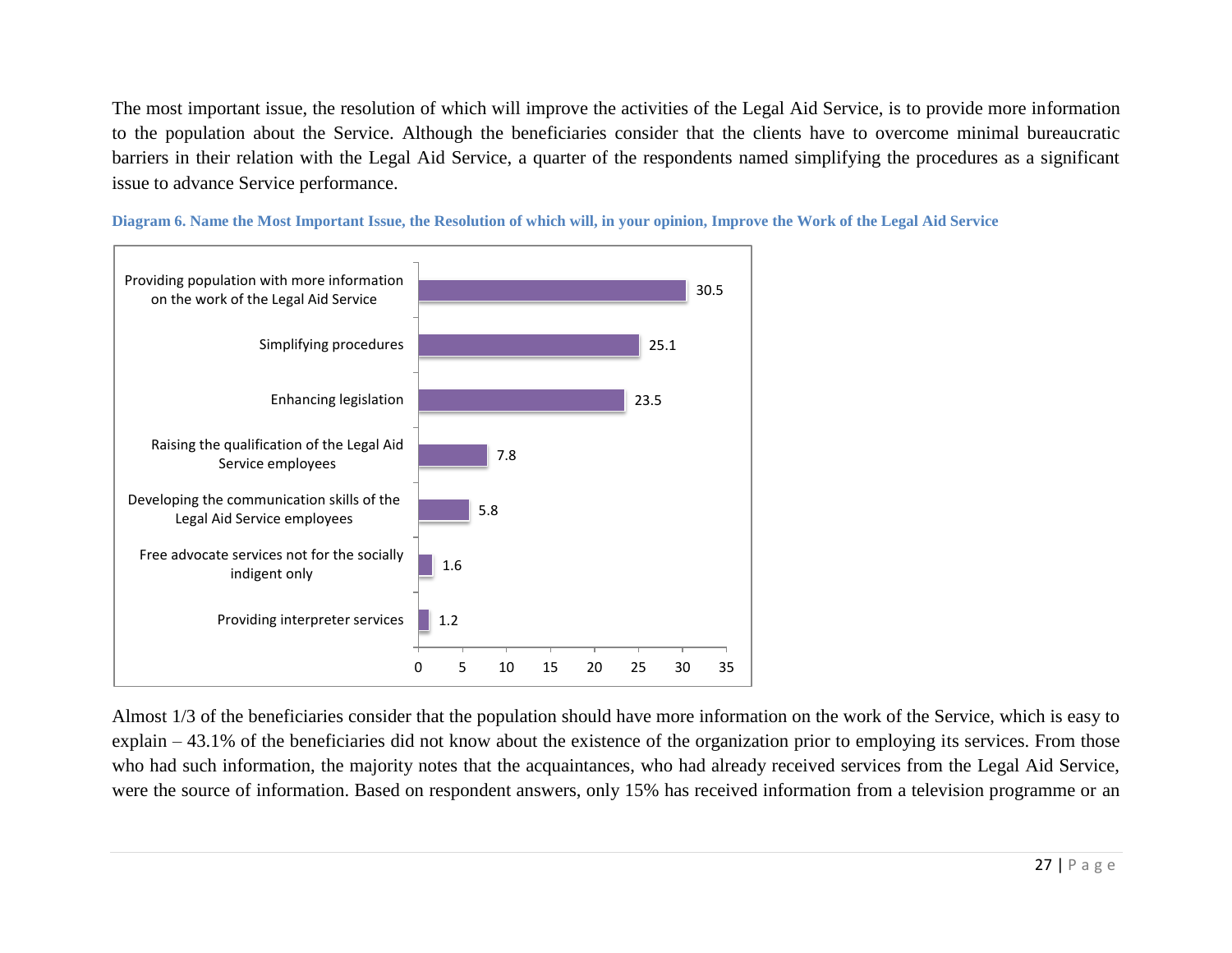The most important issue, the resolution of which will improve the activities of the Legal Aid Service, is to provide more information to the population about the Service. Although the beneficiaries consider that the clients have to overcome minimal bureaucratic barriers in their relation with the Legal Aid Service, a quarter of the respondents named simplifying the procedures as a significant issue to advance Service performance.

**Diagram 6. Name the Most Important Issue, the Resolution of which will, in your opinion, Improve the Work of the Legal Aid Service**

| Issue | % |
|---|---|
| Providing population with more information on the work of the Legal Aid Service | 30.5 |
| Simplifying procedures | 25.1 |
| Enhancing legislation | 23.5 |
| Raising the qualification of the Legal Aid Service employees | 7.8 |
| Developing the communication skills of the Legal Aid Service employees | 5.8 |
| Free advocate services not for the socially indigent only | 1.6 |
| Providing interpreter services | 1.2 |

Almost 1/3 of the beneficiaries consider that the population should have more information on the work of the Service, which is easy to explain – 43.1% of the beneficiaries did not know about the existence of the organization prior to employing its services. From those who had such information, the majority notes that the acquaintances, who had already received services from the Legal Aid Service, were the source of information. Based on respondent answers, only 15% has received information from a television programme or an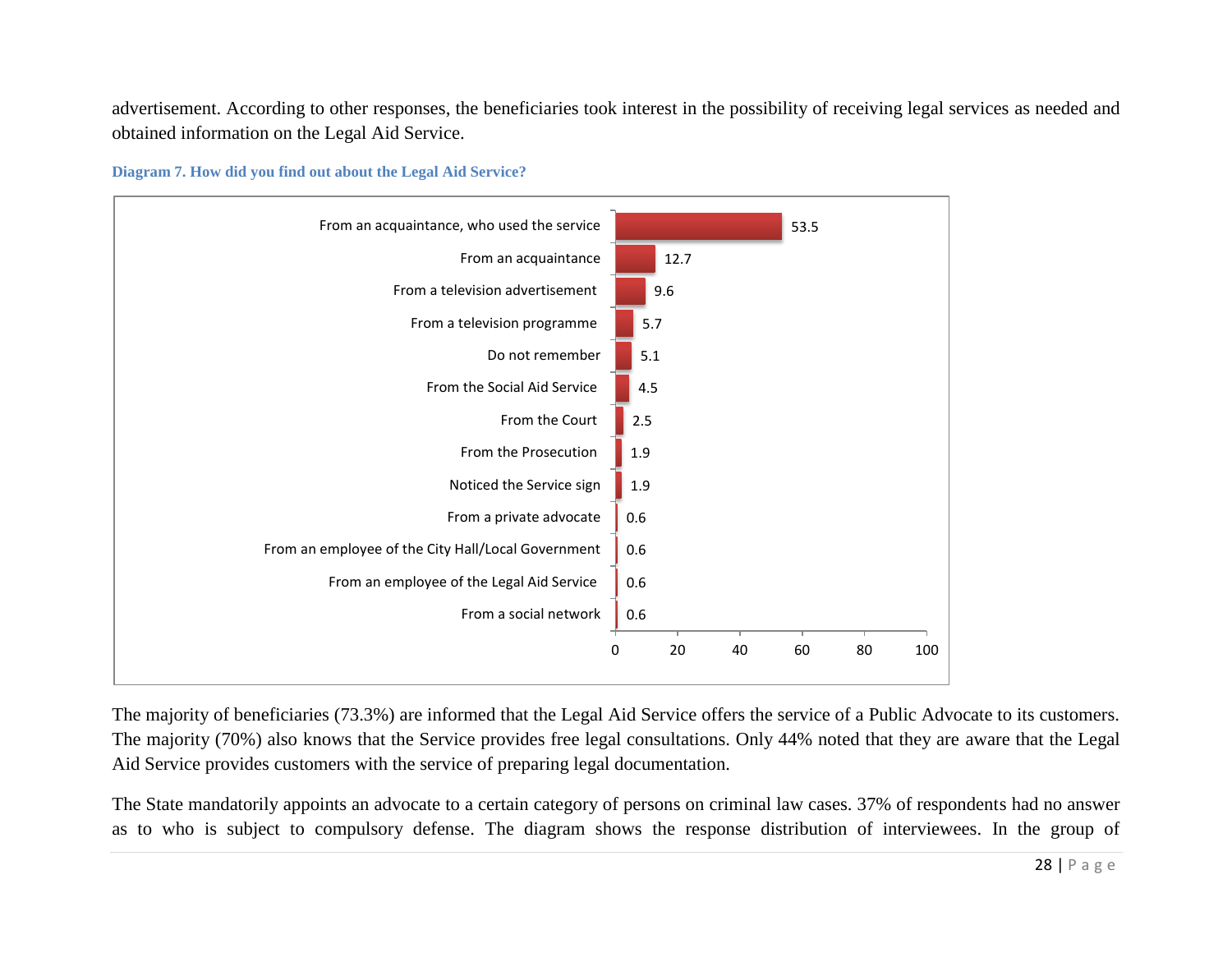advertisement. According to other responses, the beneficiaries took interest in the possibility of receiving legal services as needed and obtained information on the Legal Aid Service.

**Diagram 7. How did you find out about the Legal Aid Service?**

| Source | % |
|---|---|
| From an acquaintance, who used the service | 53.5 |
| From an acquaintance | 12.7 |
| From a television advertisement | 9.6 |
| From a television programme | 5.7 |
| Do not remember | 5.1 |
| From the Social Aid Service | 4.5 |
| From the Court | 2.5 |
| From the Prosecution | 1.9 |
| Noticed the Service sign | 1.9 |
| From a private advocate | 0.6 |
| From an employee of the City Hall/Local Government | 0.6 |
| From an employee of the Legal Aid Service | 0.6 |
| From a social network | 0.6 |

The majority of beneficiaries (73.3%) are informed that the Legal Aid Service offers the service of a Public Advocate to its customers. The majority (70%) also knows that the Service provides free legal consultations. Only 44% noted that they are aware that the Legal Aid Service provides customers with the service of preparing legal documentation.

The State mandatorily appoints an advocate to a certain category of persons on criminal law cases. 37% of respondents had no answer as to who is subject to compulsory defense. The diagram shows the response distribution of interviewees. In the group of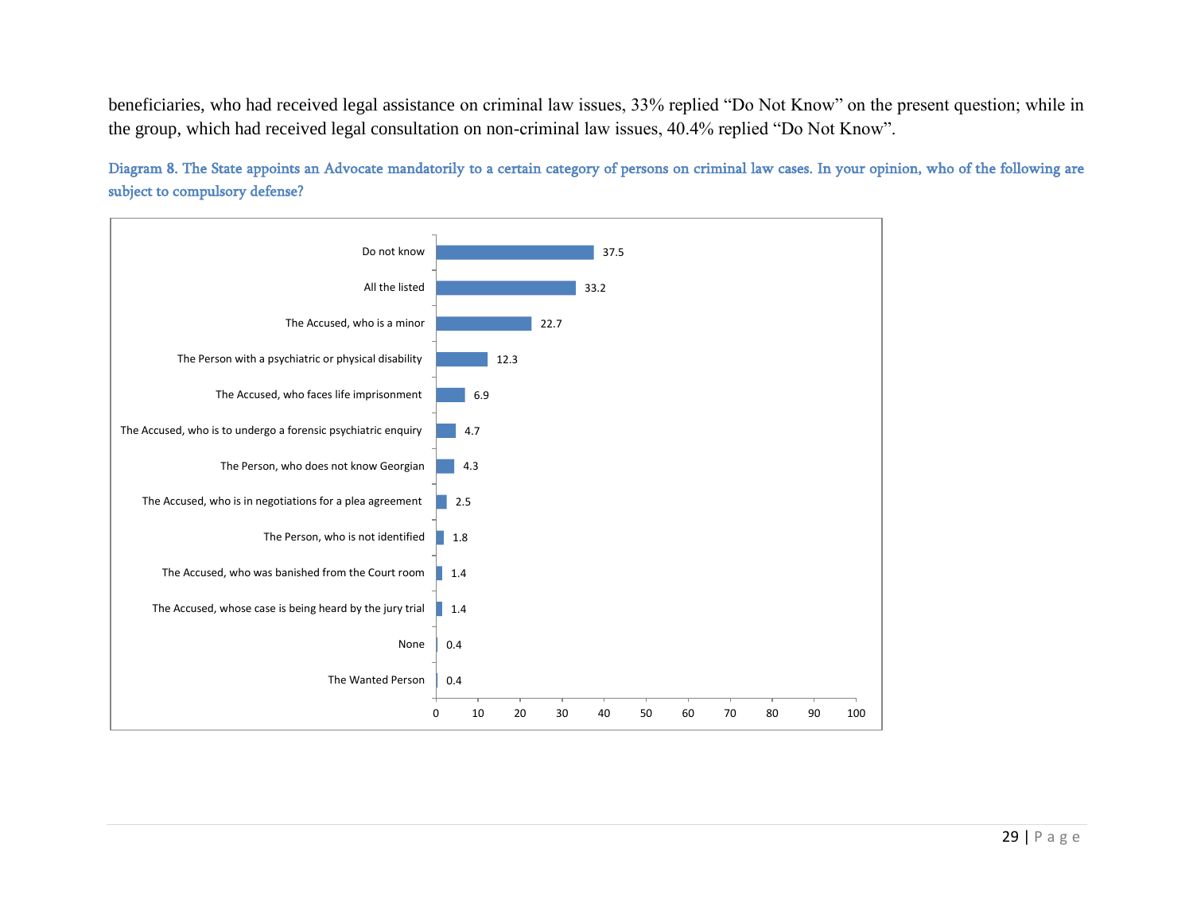beneficiaries, who had received legal assistance on criminal law issues, 33% replied “Do Not Know” on the present question; while in the group, which had received legal consultation on non-criminal law issues, 40.4% replied “Do Not Know”.

**Diagram 8. The State appoints an Advocate mandatorily to a certain category of persons on criminal law cases. In your opinion, who of the following are subject to compulsory defense?**

| Response | % |
|---|---|
| Do not know | 37.5 |
| All the listed | 33.2 |
| The Accused, who is a minor | 22.7 |
| The Person with a psychiatric or physical disability | 12.3 |
| The Accused, who faces life imprisonment | 6.9 |
| The Accused, who is to undergo a forensic psychiatric enquiry | 4.7 |
| The Person, who does not know Georgian | 4.3 |
| The Accused, who is in negotiations for a plea agreement | 2.5 |
| The Person, who is not identified | 1.8 |
| The Accused, who was banished from the Court room | 1.4 |
| The Accused, whose case is being heard by the jury trial | 1.4 |
| None | 0.4 |
| The Wanted Person | 0.4 |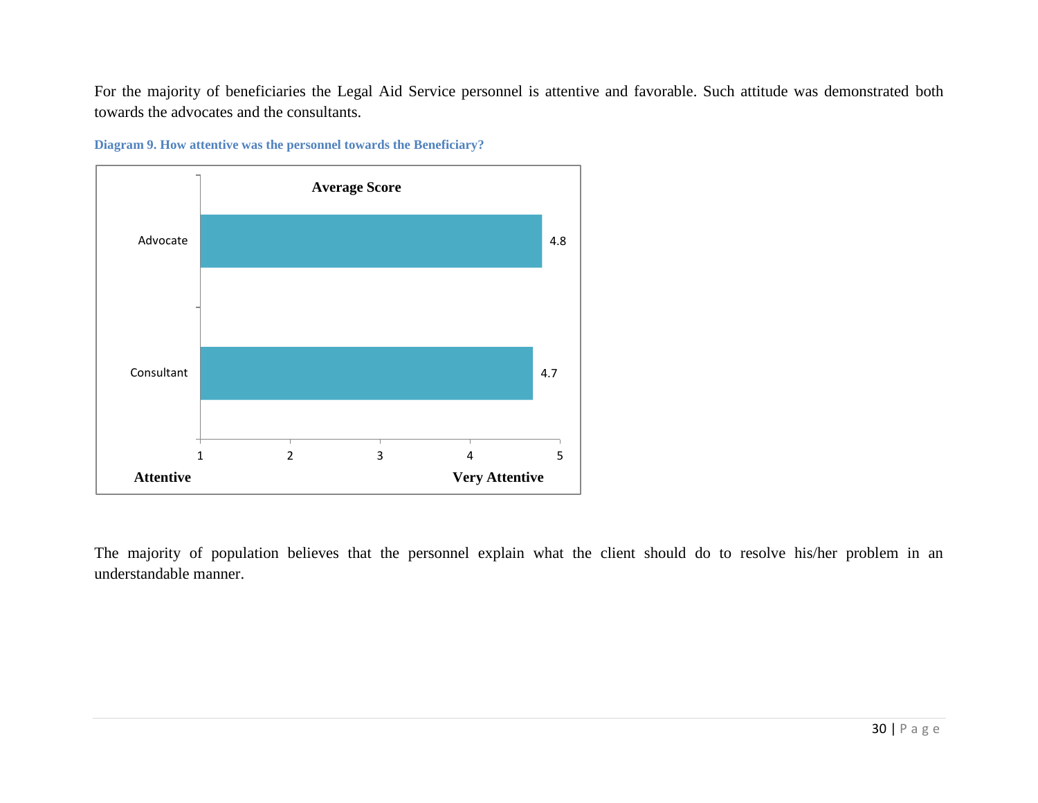For the majority of beneficiaries the Legal Aid Service personnel is attentive and favorable. Such attitude was demonstrated both towards the advocates and the consultants.

**Diagram 9. How attentive was the personnel towards the Beneficiary?**

| | Average Score |
|---|---|
| Advocate | 4.8 |
| Consultant | 4.7 |

Scale: 1 (Attentive) – 5 (Very Attentive)

The majority of population believes that the personnel explain what the client should do to resolve his/her problem in an understandable manner.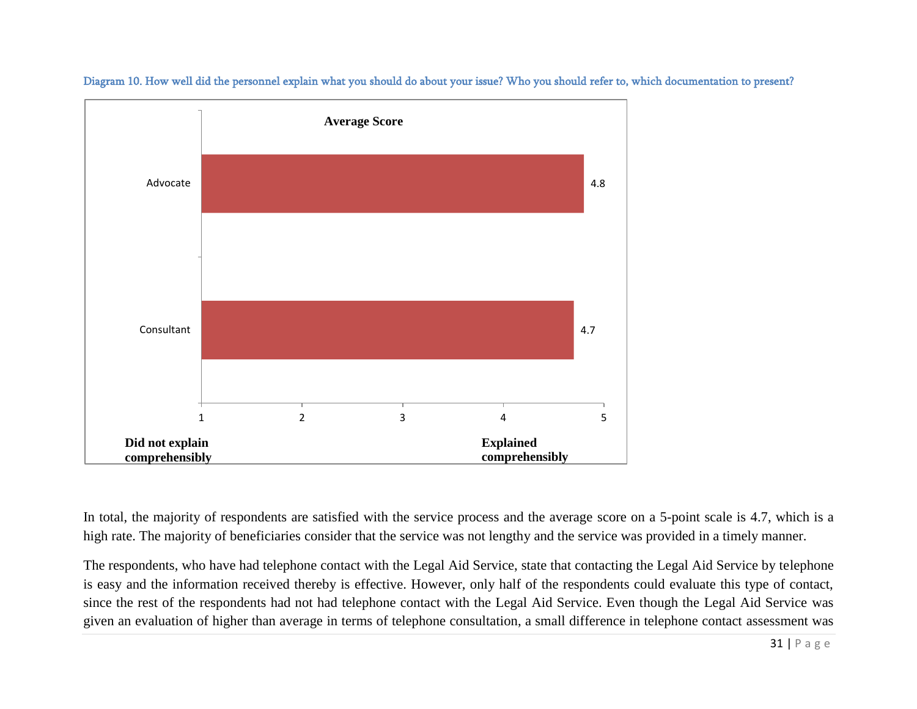Diagram 10. How well did the personnel explain what you should do about your issue? Who you should refer to, which documentation to present?

**Average Score**

| | Average Score |
|---|---|
| Advocate | 4.8 |
| Consultant | 4.7 |

Scale: 1 – **Did not explain comprehensibly** … 5 – **Explained comprehensibly**

In total, the majority of respondents are satisfied with the service process and the average score on a 5-point scale is 4.7, which is a high rate. The majority of beneficiaries consider that the service was not lengthy and the service was provided in a timely manner.

The respondents, who have had telephone contact with the Legal Aid Service, state that contacting the Legal Aid Service by telephone is easy and the information received thereby is effective. However, only half of the respondents could evaluate this type of contact, since the rest of the respondents had not had telephone contact with the Legal Aid Service. Even though the Legal Aid Service was given an evaluation of higher than average in terms of telephone consultation, a small difference in telephone contact assessment was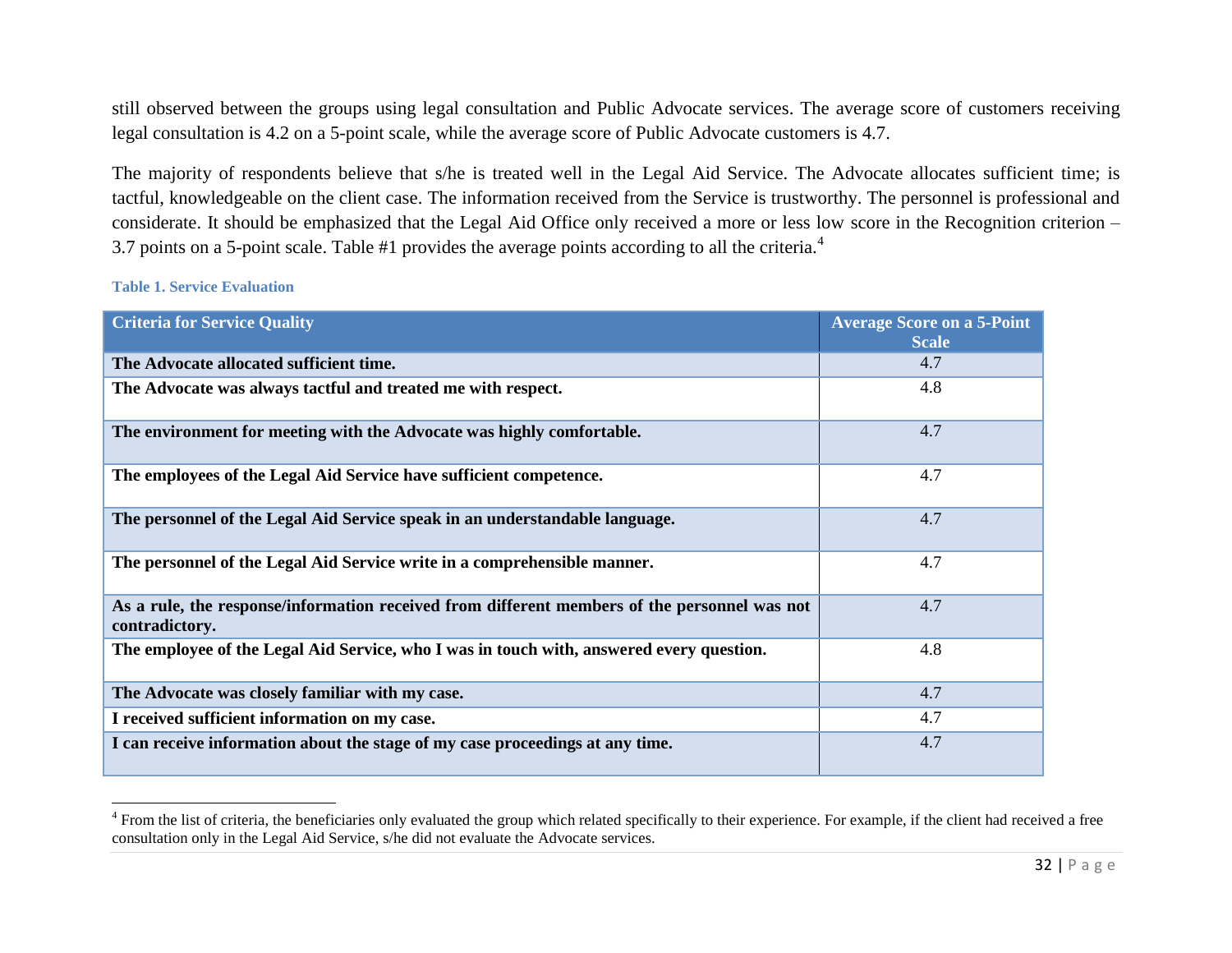still observed between the groups using legal consultation and Public Advocate services. The average score of customers receiving legal consultation is 4.2 on a 5-point scale, while the average score of Public Advocate customers is 4.7.

The majority of respondents believe that s/he is treated well in the Legal Aid Service. The Advocate allocates sufficient time; is tactful, knowledgeable on the client case. The information received from the Service is trustworthy. The personnel is professional and considerate. It should be emphasized that the Legal Aid Office only received a more or less low score in the Recognition criterion – 3.7 points on a 5-point scale. Table #1 provides the average points according to all the criteria.[4]

**Table 1. Service Evaluation**

| Criteria for Service Quality | Average Score on a 5-Point Scale |
|---|---|
| **The Advocate allocated sufficient time.** | 4.7 |
| **The Advocate was always tactful and treated me with respect.** | 4.8 |
| **The environment for meeting with the Advocate was highly comfortable.** | 4.7 |
| **The employees of the Legal Aid Service have sufficient competence.** | 4.7 |
| **The personnel of the Legal Aid Service speak in an understandable language.** | 4.7 |
| **The personnel of the Legal Aid Service write in a comprehensible manner.** | 4.7 |
| **As a rule, the response/information received from different members of the personnel was not contradictory.** | 4.7 |
| **The employee of the Legal Aid Service, who I was in touch with, answered every question.** | 4.8 |
| **The Advocate was closely familiar with my case.** | 4.7 |
| **I received sufficient information on my case.** | 4.7 |
| **I can receive information about the stage of my case proceedings at any time.** | 4.7 |

[4] From the list of criteria, the beneficiaries only evaluated the group which related specifically to their experience. For example, if the client had received a free consultation only in the Legal Aid Service, s/he did not evaluate the Advocate services.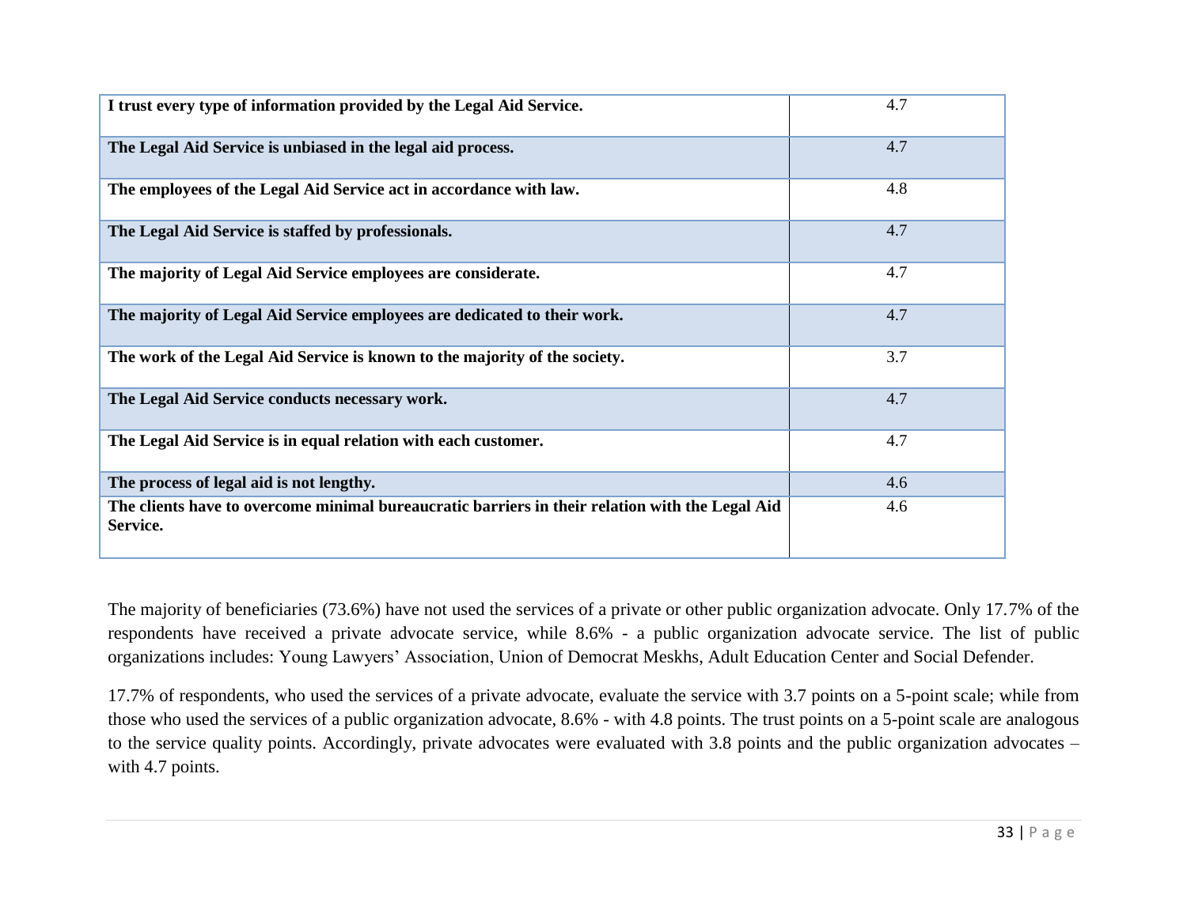| | |
|---|---|
| **I trust every type of information provided by the Legal Aid Service.** | 4.7 |
| **The Legal Aid Service is unbiased in the legal aid process.** | 4.7 |
| **The employees of the Legal Aid Service act in accordance with law.** | 4.8 |
| **The Legal Aid Service is staffed by professionals.** | 4.7 |
| **The majority of Legal Aid Service employees are considerate.** | 4.7 |
| **The majority of Legal Aid Service employees are dedicated to their work.** | 4.7 |
| **The work of the Legal Aid Service is known to the majority of the society.** | 3.7 |
| **The Legal Aid Service conducts necessary work.** | 4.7 |
| **The Legal Aid Service is in equal relation with each customer.** | 4.7 |
| **The process of legal aid is not lengthy.** | 4.6 |
| **The clients have to overcome minimal bureaucratic barriers in their relation with the Legal Aid Service.** | 4.6 |

The majority of beneficiaries (73.6%) have not used the services of a private or other public organization advocate. Only 17.7% of the respondents have received a private advocate service, while 8.6% - a public organization advocate service. The list of public organizations includes: Young Lawyers' Association, Union of Democrat Meskhs, Adult Education Center and Social Defender.

17.7% of respondents, who used the services of a private advocate, evaluate the service with 3.7 points on a 5-point scale; while from those who used the services of a public organization advocate, 8.6% - with 4.8 points. The trust points on a 5-point scale are analogous to the service quality points. Accordingly, private advocates were evaluated with 3.8 points and the public organization advocates – with 4.7 points.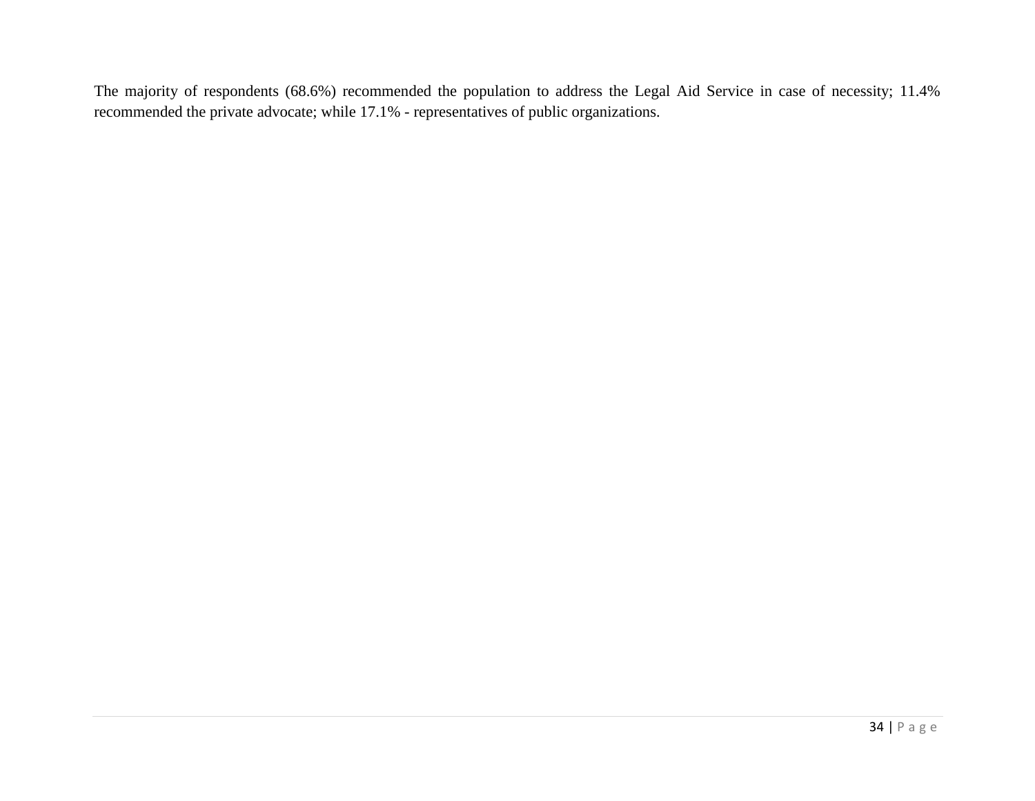The majority of respondents (68.6%) recommended the population to address the Legal Aid Service in case of necessity; 11.4% recommended the private advocate; while 17.1% - representatives of public organizations.